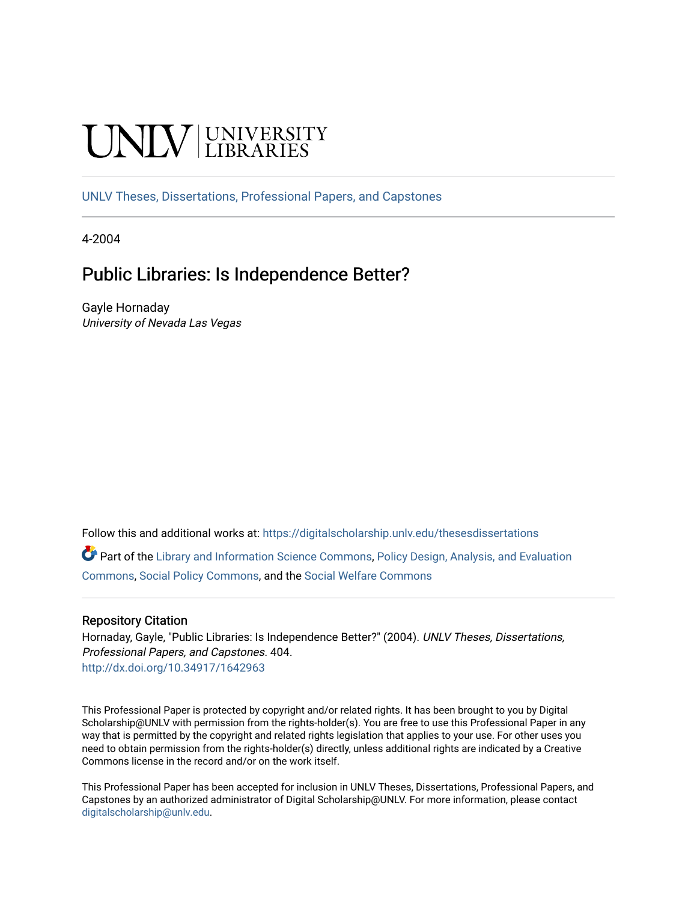UNLV | UNIVERSITY LIBRARIES

UNLV Theses, Dissertations, Professional Papers, and Capstones

4-2004

# Public Libraries: Is Independence Better?

Gayle Hornaday
*University of Nevada Las Vegas*

Follow this and additional works at: https://digitalscholarship.unlv.edu/thesesdissertations

Part of the Library and Information Science Commons, Policy Design, Analysis, and Evaluation Commons, Social Policy Commons, and the Social Welfare Commons

## Repository Citation

Hornaday, Gayle, "Public Libraries: Is Independence Better?" (2004). *UNLV Theses, Dissertations, Professional Papers, and Capstones*. 404.
http://dx.doi.org/10.34917/1642963

This Professional Paper is protected by copyright and/or related rights. It has been brought to you by Digital Scholarship@UNLV with permission from the rights-holder(s). You are free to use this Professional Paper in any way that is permitted by the copyright and related rights legislation that applies to your use. For other uses you need to obtain permission from the rights-holder(s) directly, unless additional rights are indicated by a Creative Commons license in the record and/or on the work itself.

This Professional Paper has been accepted for inclusion in UNLV Theses, Dissertations, Professional Papers, and Capstones by an authorized administrator of Digital Scholarship@UNLV. For more information, please contact digitalscholarship@unlv.edu.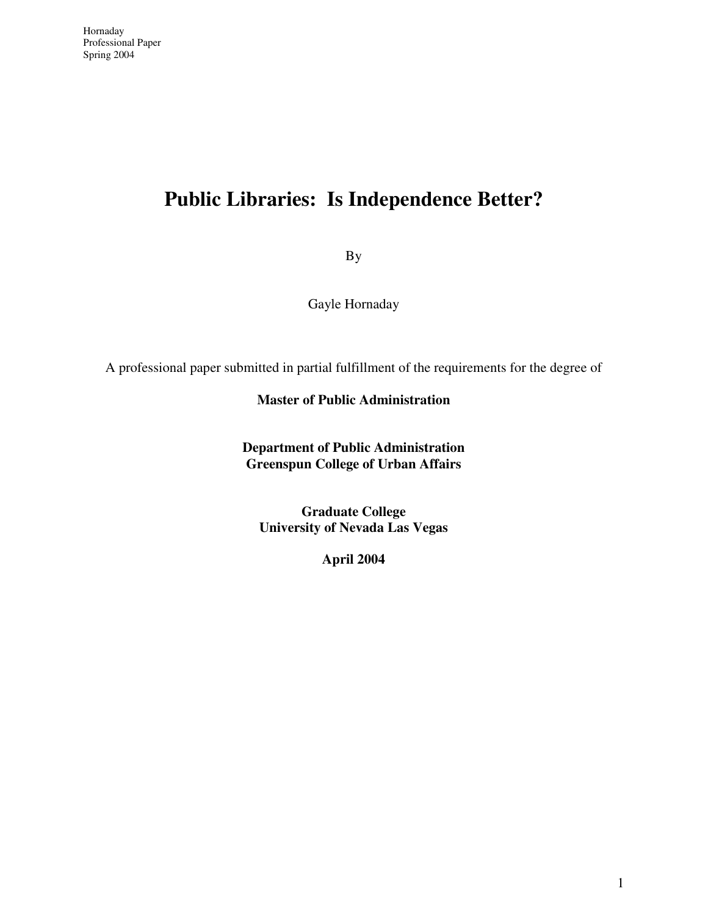# Public Libraries: Is Independence Better?

By

Gayle Hornaday

A professional paper submitted in partial fulfillment of the requirements for the degree of

**Master of Public Administration**

**Department of Public Administration**
**Greenspun College of Urban Affairs**

**Graduate College**
**University of Nevada Las Vegas**

**April 2004**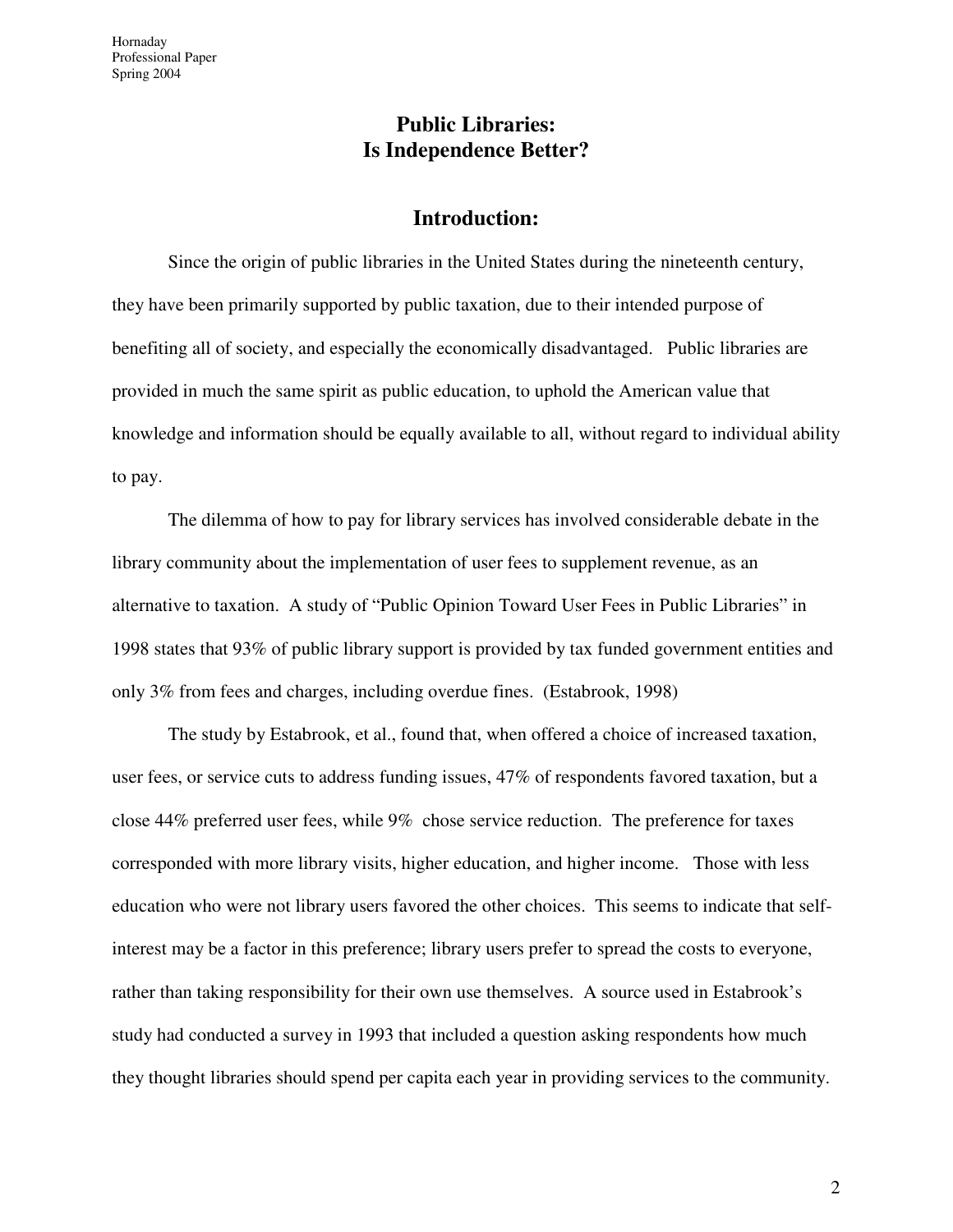# Public Libraries: Is Independence Better?

## Introduction:

Since the origin of public libraries in the United States during the nineteenth century, they have been primarily supported by public taxation, due to their intended purpose of benefiting all of society, and especially the economically disadvantaged. Public libraries are provided in much the same spirit as public education, to uphold the American value that knowledge and information should be equally available to all, without regard to individual ability to pay.

The dilemma of how to pay for library services has involved considerable debate in the library community about the implementation of user fees to supplement revenue, as an alternative to taxation. A study of "Public Opinion Toward User Fees in Public Libraries" in 1998 states that 93% of public library support is provided by tax funded government entities and only 3% from fees and charges, including overdue fines. (Estabrook, 1998)

The study by Estabrook, et al., found that, when offered a choice of increased taxation, user fees, or service cuts to address funding issues, 47% of respondents favored taxation, but a close 44% preferred user fees, while 9% chose service reduction. The preference for taxes corresponded with more library visits, higher education, and higher income. Those with less education who were not library users favored the other choices. This seems to indicate that self-interest may be a factor in this preference; library users prefer to spread the costs to everyone, rather than taking responsibility for their own use themselves. A source used in Estabrook's study had conducted a survey in 1993 that included a question asking respondents how much they thought libraries should spend per capita each year in providing services to the community.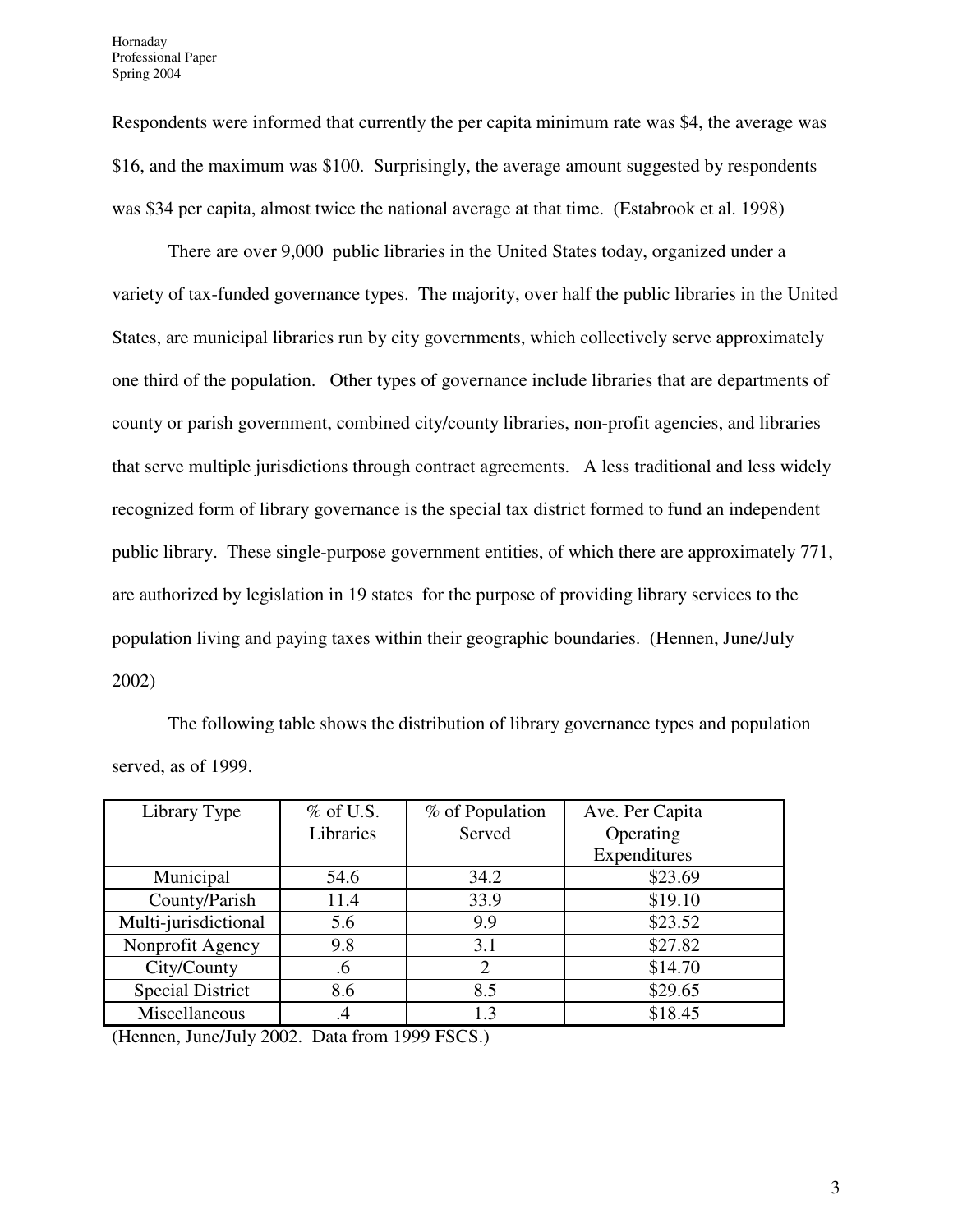Respondents were informed that currently the per capita minimum rate was $4, the average was $16, and the maximum was $100. Surprisingly, the average amount suggested by respondents was $34 per capita, almost twice the national average at that time. (Estabrook et al. 1998)

There are over 9,000 public libraries in the United States today, organized under a variety of tax-funded governance types. The majority, over half the public libraries in the United States, are municipal libraries run by city governments, which collectively serve approximately one third of the population. Other types of governance include libraries that are departments of county or parish government, combined city/county libraries, non-profit agencies, and libraries that serve multiple jurisdictions through contract agreements. A less traditional and less widely recognized form of library governance is the special tax district formed to fund an independent public library. These single-purpose government entities, of which there are approximately 771, are authorized by legislation in 19 states for the purpose of providing library services to the population living and paying taxes within their geographic boundaries. (Hennen, June/July 2002)

The following table shows the distribution of library governance types and population served, as of 1999.

| Library Type | % of U.S. Libraries | % of Population Served | Ave. Per Capita Operating Expenditures |
|---|---|---|---|
| Municipal | 54.6 | 34.2 | $23.69 |
| County/Parish | 11.4 | 33.9 | $19.10 |
| Multi-jurisdictional | 5.6 | 9.9 | $23.52 |
| Nonprofit Agency | 9.8 | 3.1 | $27.82 |
| City/County | .6 | 2 | $14.70 |
| Special District | 8.6 | 8.5 | $29.65 |
| Miscellaneous | .4 | 1.3 | $18.45 |

(Hennen, June/July 2002. Data from 1999 FSCS.)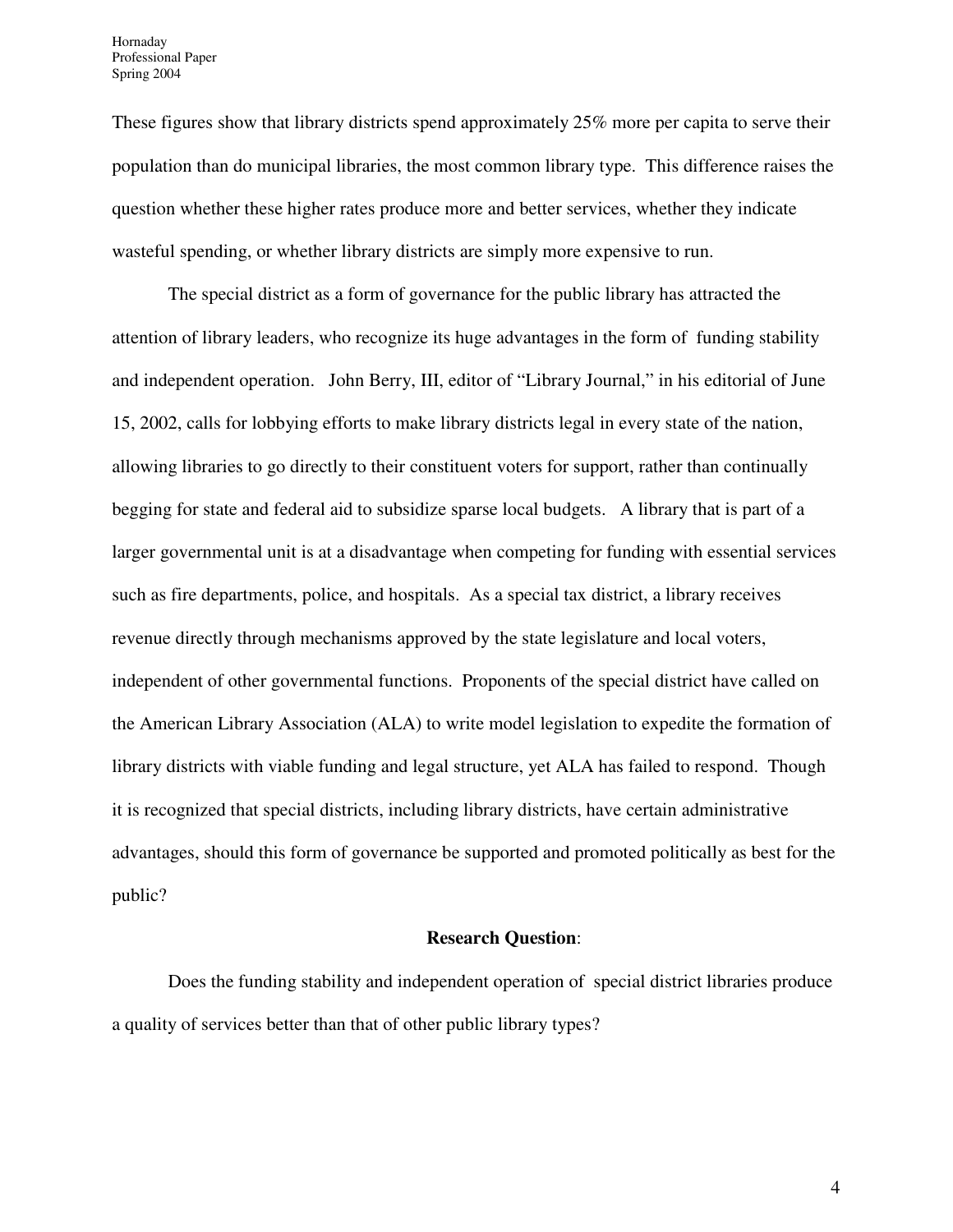These figures show that library districts spend approximately 25% more per capita to serve their population than do municipal libraries, the most common library type. This difference raises the question whether these higher rates produce more and better services, whether they indicate wasteful spending, or whether library districts are simply more expensive to run.

The special district as a form of governance for the public library has attracted the attention of library leaders, who recognize its huge advantages in the form of funding stability and independent operation. John Berry, III, editor of "Library Journal," in his editorial of June 15, 2002, calls for lobbying efforts to make library districts legal in every state of the nation, allowing libraries to go directly to their constituent voters for support, rather than continually begging for state and federal aid to subsidize sparse local budgets. A library that is part of a larger governmental unit is at a disadvantage when competing for funding with essential services such as fire departments, police, and hospitals. As a special tax district, a library receives revenue directly through mechanisms approved by the state legislature and local voters, independent of other governmental functions. Proponents of the special district have called on the American Library Association (ALA) to write model legislation to expedite the formation of library districts with viable funding and legal structure, yet ALA has failed to respond. Though it is recognized that special districts, including library districts, have certain administrative advantages, should this form of governance be supported and promoted politically as best for the public?

**Research Question**:

Does the funding stability and independent operation of special district libraries produce a quality of services better than that of other public library types?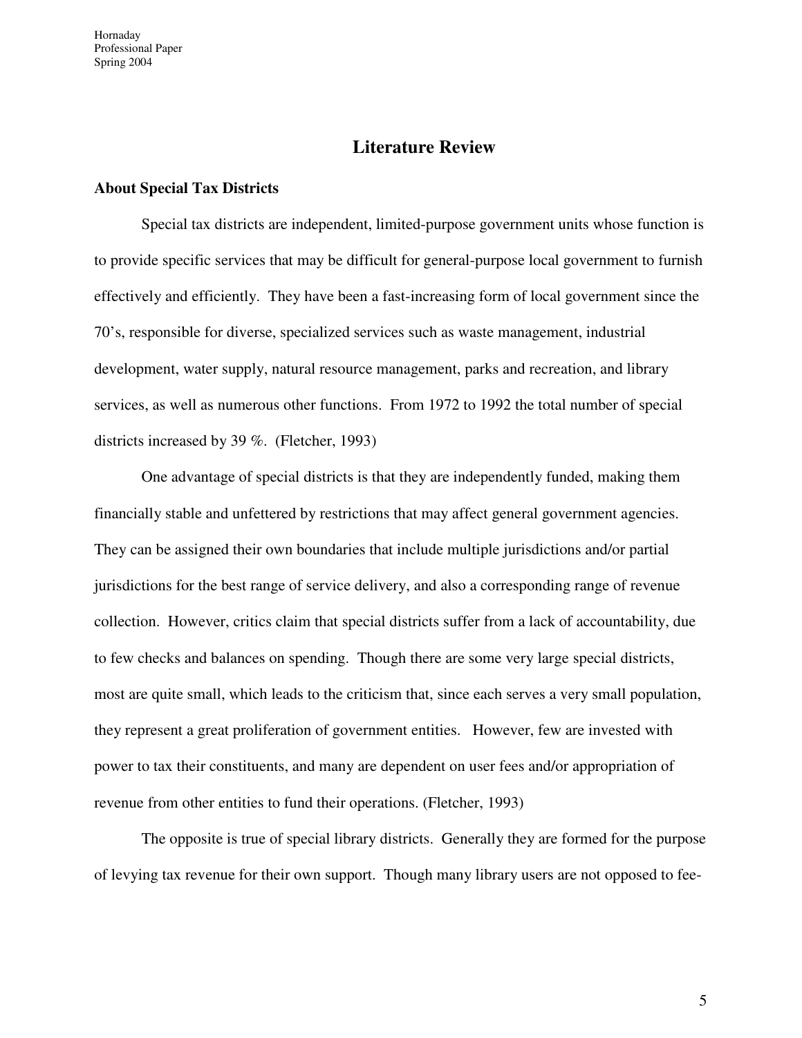## Literature Review

### About Special Tax Districts

Special tax districts are independent, limited-purpose government units whose function is to provide specific services that may be difficult for general-purpose local government to furnish effectively and efficiently. They have been a fast-increasing form of local government since the 70's, responsible for diverse, specialized services such as waste management, industrial development, water supply, natural resource management, parks and recreation, and library services, as well as numerous other functions. From 1972 to 1992 the total number of special districts increased by 39 %. (Fletcher, 1993)

One advantage of special districts is that they are independently funded, making them financially stable and unfettered by restrictions that may affect general government agencies. They can be assigned their own boundaries that include multiple jurisdictions and/or partial jurisdictions for the best range of service delivery, and also a corresponding range of revenue collection. However, critics claim that special districts suffer from a lack of accountability, due to few checks and balances on spending. Though there are some very large special districts, most are quite small, which leads to the criticism that, since each serves a very small population, they represent a great proliferation of government entities. However, few are invested with power to tax their constituents, and many are dependent on user fees and/or appropriation of revenue from other entities to fund their operations. (Fletcher, 1993)

The opposite is true of special library districts. Generally they are formed for the purpose of levying tax revenue for their own support. Though many library users are not opposed to fee-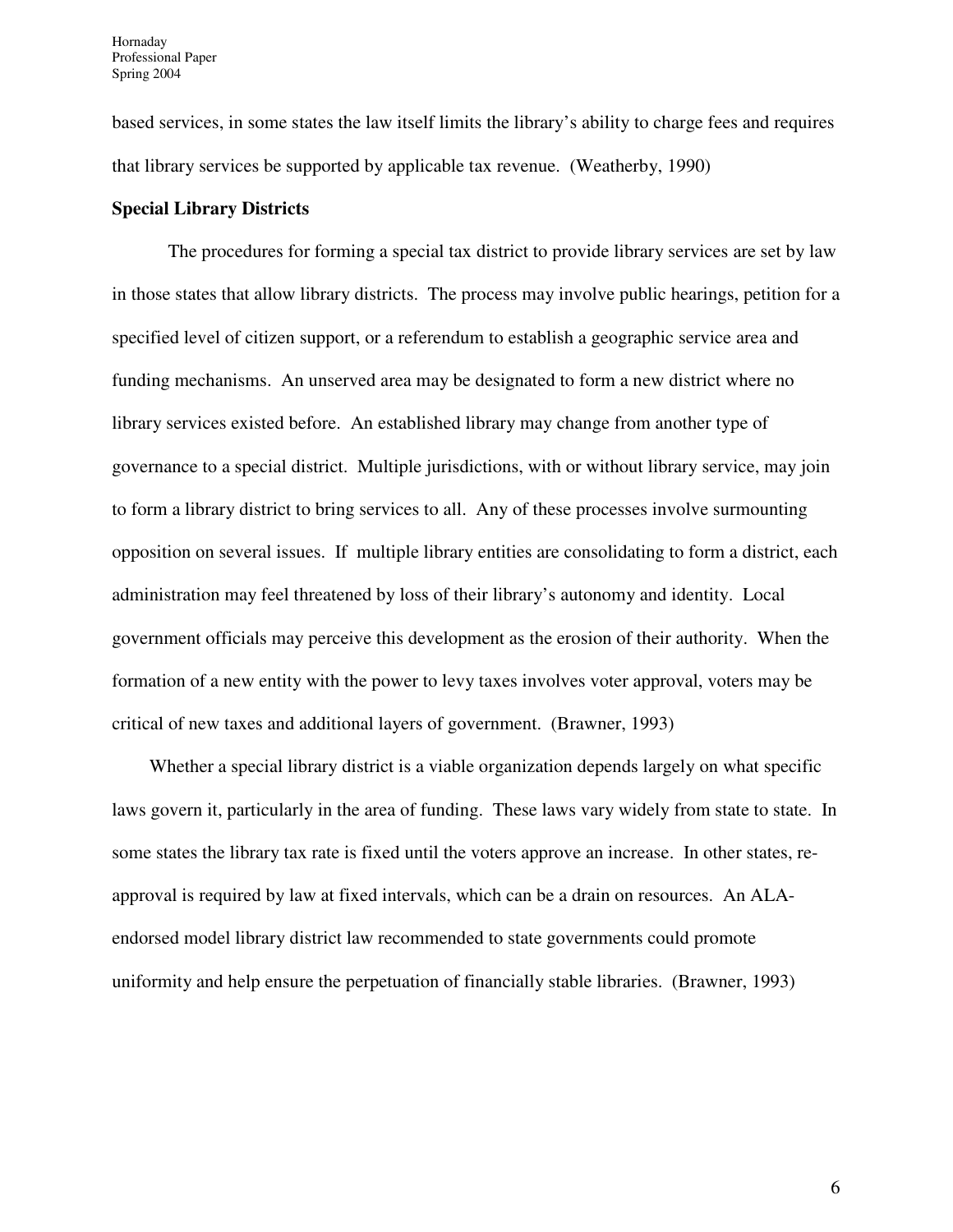based services, in some states the law itself limits the library's ability to charge fees and requires that library services be supported by applicable tax revenue. (Weatherby, 1990)

**Special Library Districts**

The procedures for forming a special tax district to provide library services are set by law in those states that allow library districts. The process may involve public hearings, petition for a specified level of citizen support, or a referendum to establish a geographic service area and funding mechanisms. An unserved area may be designated to form a new district where no library services existed before. An established library may change from another type of governance to a special district. Multiple jurisdictions, with or without library service, may join to form a library district to bring services to all. Any of these processes involve surmounting opposition on several issues. If multiple library entities are consolidating to form a district, each administration may feel threatened by loss of their library's autonomy and identity. Local government officials may perceive this development as the erosion of their authority. When the formation of a new entity with the power to levy taxes involves voter approval, voters may be critical of new taxes and additional layers of government. (Brawner, 1993)

Whether a special library district is a viable organization depends largely on what specific laws govern it, particularly in the area of funding. These laws vary widely from state to state. In some states the library tax rate is fixed until the voters approve an increase. In other states, re-approval is required by law at fixed intervals, which can be a drain on resources. An ALA-endorsed model library district law recommended to state governments could promote uniformity and help ensure the perpetuation of financially stable libraries. (Brawner, 1993)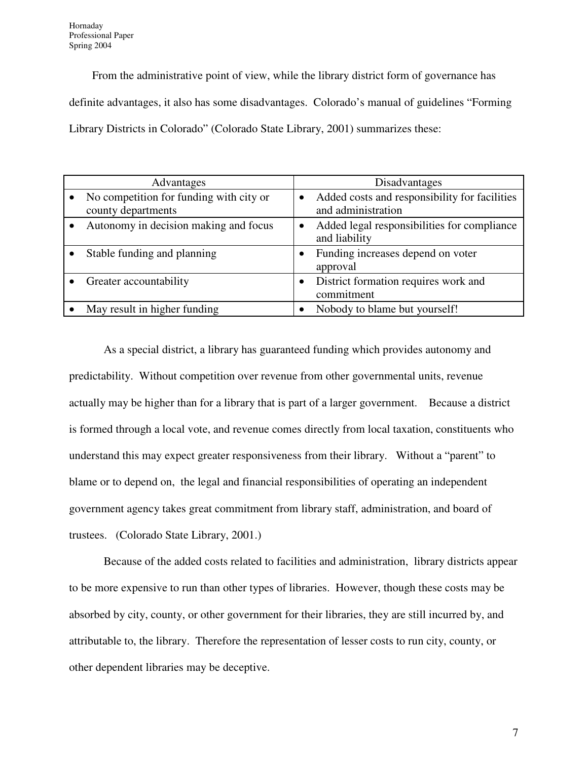From the administrative point of view, while the library district form of governance has definite advantages, it also has some disadvantages. Colorado's manual of guidelines "Forming Library Districts in Colorado" (Colorado State Library, 2001) summarizes these:

| Advantages | Disadvantages |
| --- | --- |
| • No competition for funding with city or county departments | • Added costs and responsibility for facilities and administration |
| • Autonomy in decision making and focus | • Added legal responsibilities for compliance and liability |
| • Stable funding and planning | • Funding increases depend on voter approval |
| • Greater accountability | • District formation requires work and commitment |
| • May result in higher funding | • Nobody to blame but yourself! |

As a special district, a library has guaranteed funding which provides autonomy and predictability. Without competition over revenue from other governmental units, revenue actually may be higher than for a library that is part of a larger government. Because a district is formed through a local vote, and revenue comes directly from local taxation, constituents who understand this may expect greater responsiveness from their library. Without a "parent" to blame or to depend on, the legal and financial responsibilities of operating an independent government agency takes great commitment from library staff, administration, and board of trustees. (Colorado State Library, 2001.)

Because of the added costs related to facilities and administration, library districts appear to be more expensive to run than other types of libraries. However, though these costs may be absorbed by city, county, or other government for their libraries, they are still incurred by, and attributable to, the library. Therefore the representation of lesser costs to run city, county, or other dependent libraries may be deceptive.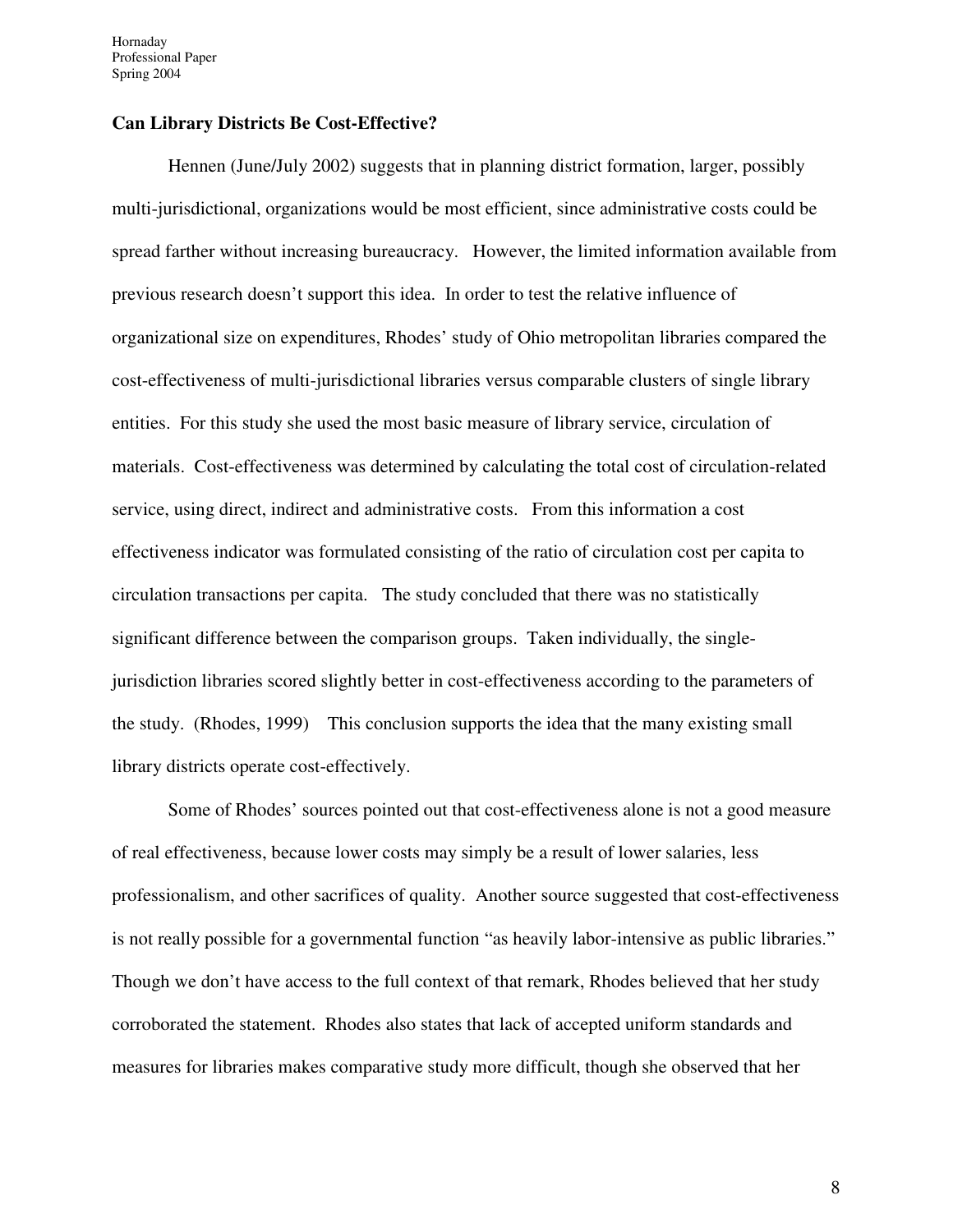**Can Library Districts Be Cost-Effective?**

Hennen (June/July 2002) suggests that in planning district formation, larger, possibly multi-jurisdictional, organizations would be most efficient, since administrative costs could be spread farther without increasing bureaucracy. However, the limited information available from previous research doesn't support this idea. In order to test the relative influence of organizational size on expenditures, Rhodes' study of Ohio metropolitan libraries compared the cost-effectiveness of multi-jurisdictional libraries versus comparable clusters of single library entities. For this study she used the most basic measure of library service, circulation of materials. Cost-effectiveness was determined by calculating the total cost of circulation-related service, using direct, indirect and administrative costs. From this information a cost effectiveness indicator was formulated consisting of the ratio of circulation cost per capita to circulation transactions per capita. The study concluded that there was no statistically significant difference between the comparison groups. Taken individually, the single-jurisdiction libraries scored slightly better in cost-effectiveness according to the parameters of the study. (Rhodes, 1999) This conclusion supports the idea that the many existing small library districts operate cost-effectively.

Some of Rhodes' sources pointed out that cost-effectiveness alone is not a good measure of real effectiveness, because lower costs may simply be a result of lower salaries, less professionalism, and other sacrifices of quality. Another source suggested that cost-effectiveness is not really possible for a governmental function "as heavily labor-intensive as public libraries." Though we don't have access to the full context of that remark, Rhodes believed that her study corroborated the statement. Rhodes also states that lack of accepted uniform standards and measures for libraries makes comparative study more difficult, though she observed that her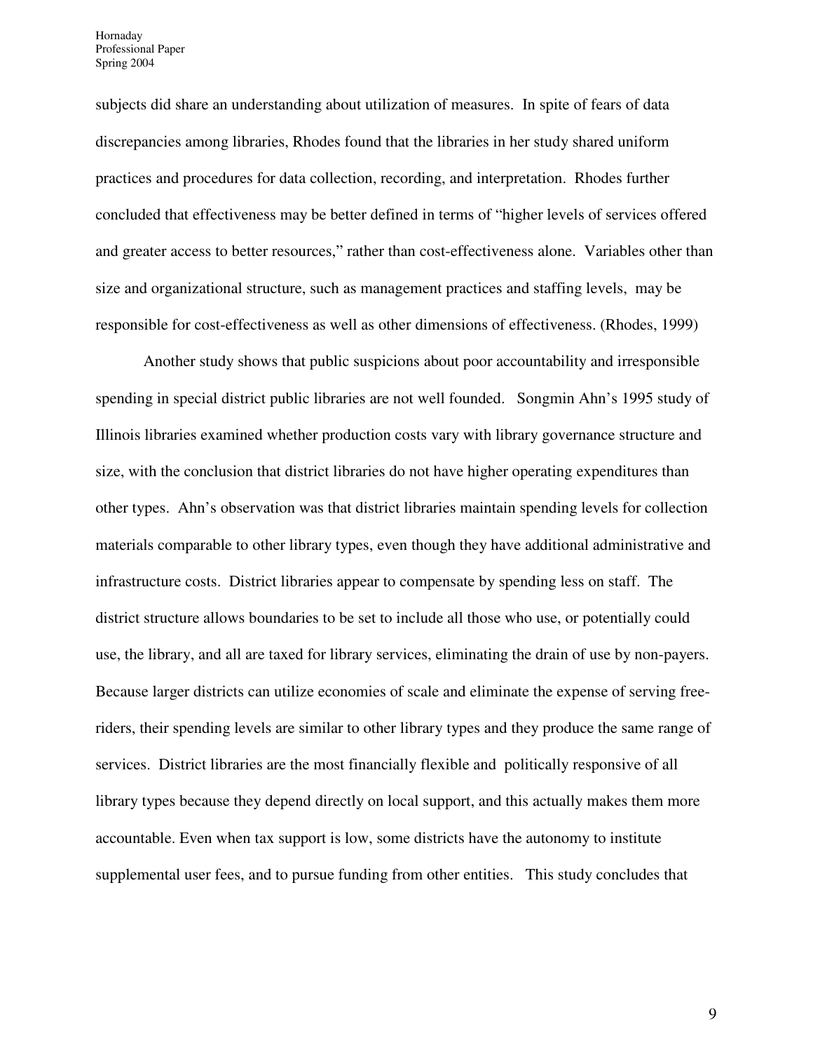subjects did share an understanding about utilization of measures. In spite of fears of data discrepancies among libraries, Rhodes found that the libraries in her study shared uniform practices and procedures for data collection, recording, and interpretation. Rhodes further concluded that effectiveness may be better defined in terms of "higher levels of services offered and greater access to better resources," rather than cost-effectiveness alone. Variables other than size and organizational structure, such as management practices and staffing levels, may be responsible for cost-effectiveness as well as other dimensions of effectiveness. (Rhodes, 1999)

Another study shows that public suspicions about poor accountability and irresponsible spending in special district public libraries are not well founded. Songmin Ahn's 1995 study of Illinois libraries examined whether production costs vary with library governance structure and size, with the conclusion that district libraries do not have higher operating expenditures than other types. Ahn's observation was that district libraries maintain spending levels for collection materials comparable to other library types, even though they have additional administrative and infrastructure costs. District libraries appear to compensate by spending less on staff. The district structure allows boundaries to be set to include all those who use, or potentially could use, the library, and all are taxed for library services, eliminating the drain of use by non-payers. Because larger districts can utilize economies of scale and eliminate the expense of serving free-riders, their spending levels are similar to other library types and they produce the same range of services. District libraries are the most financially flexible and politically responsive of all library types because they depend directly on local support, and this actually makes them more accountable. Even when tax support is low, some districts have the autonomy to institute supplemental user fees, and to pursue funding from other entities. This study concludes that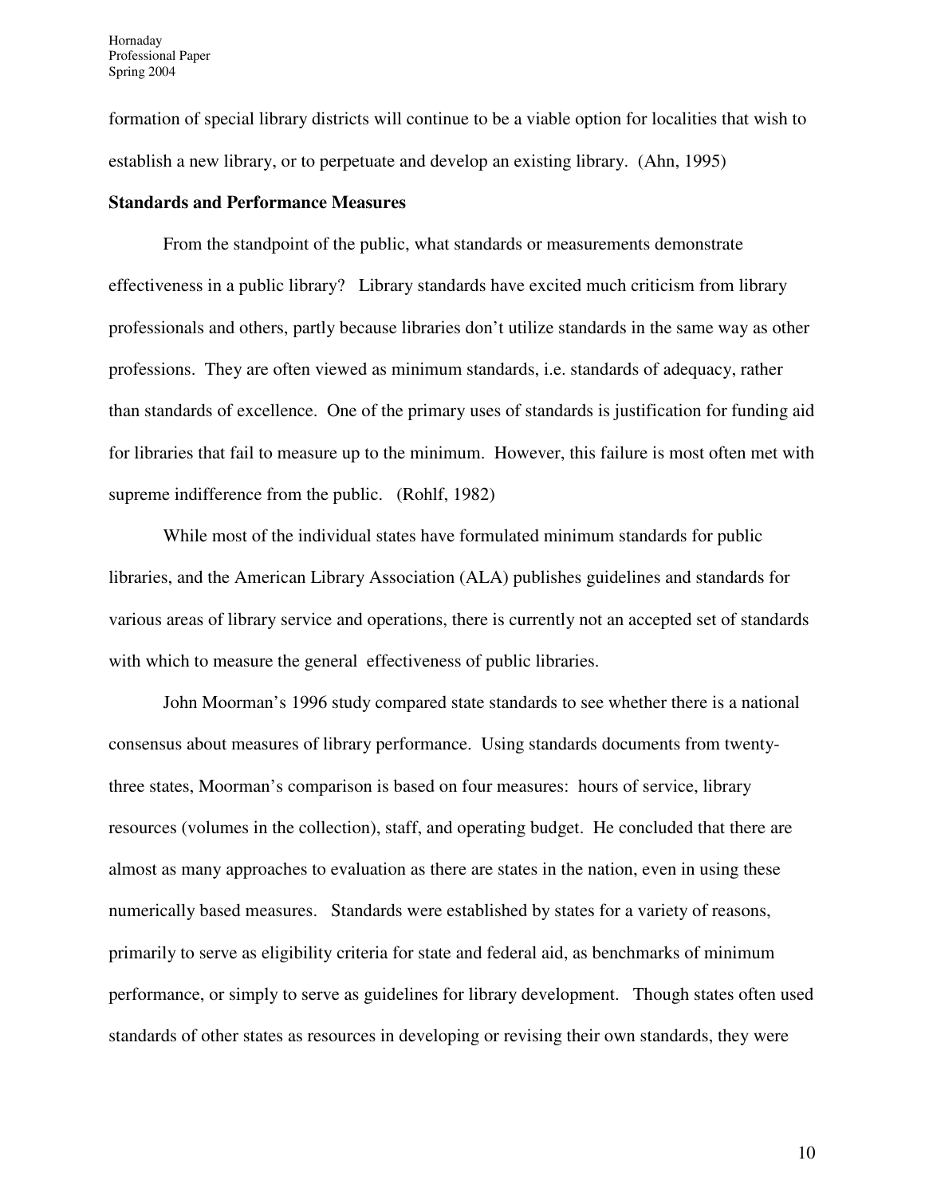formation of special library districts will continue to be a viable option for localities that wish to establish a new library, or to perpetuate and develop an existing library. (Ahn, 1995)

**Standards and Performance Measures**

From the standpoint of the public, what standards or measurements demonstrate effectiveness in a public library? Library standards have excited much criticism from library professionals and others, partly because libraries don't utilize standards in the same way as other professions. They are often viewed as minimum standards, i.e. standards of adequacy, rather than standards of excellence. One of the primary uses of standards is justification for funding aid for libraries that fail to measure up to the minimum. However, this failure is most often met with supreme indifference from the public. (Rohlf, 1982)

While most of the individual states have formulated minimum standards for public libraries, and the American Library Association (ALA) publishes guidelines and standards for various areas of library service and operations, there is currently not an accepted set of standards with which to measure the general effectiveness of public libraries.

John Moorman's 1996 study compared state standards to see whether there is a national consensus about measures of library performance. Using standards documents from twenty-three states, Moorman's comparison is based on four measures: hours of service, library resources (volumes in the collection), staff, and operating budget. He concluded that there are almost as many approaches to evaluation as there are states in the nation, even in using these numerically based measures. Standards were established by states for a variety of reasons, primarily to serve as eligibility criteria for state and federal aid, as benchmarks of minimum performance, or simply to serve as guidelines for library development. Though states often used standards of other states as resources in developing or revising their own standards, they were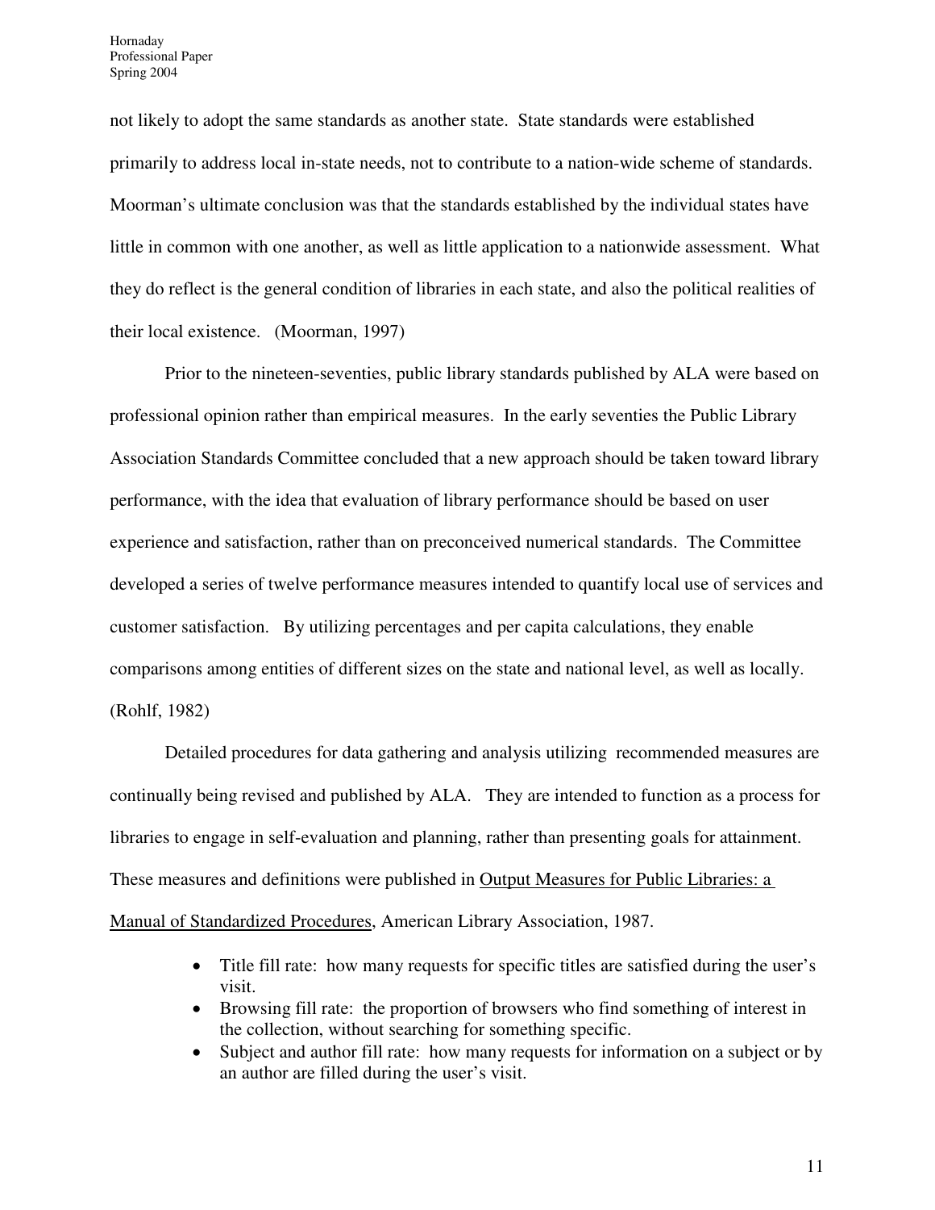not likely to adopt the same standards as another state. State standards were established primarily to address local in-state needs, not to contribute to a nation-wide scheme of standards. Moorman's ultimate conclusion was that the standards established by the individual states have little in common with one another, as well as little application to a nationwide assessment. What they do reflect is the general condition of libraries in each state, and also the political realities of their local existence. (Moorman, 1997)

Prior to the nineteen-seventies, public library standards published by ALA were based on professional opinion rather than empirical measures. In the early seventies the Public Library Association Standards Committee concluded that a new approach should be taken toward library performance, with the idea that evaluation of library performance should be based on user experience and satisfaction, rather than on preconceived numerical standards. The Committee developed a series of twelve performance measures intended to quantify local use of services and customer satisfaction. By utilizing percentages and per capita calculations, they enable comparisons among entities of different sizes on the state and national level, as well as locally. (Rohlf, 1982)

Detailed procedures for data gathering and analysis utilizing recommended measures are continually being revised and published by ALA. They are intended to function as a process for libraries to engage in self-evaluation and planning, rather than presenting goals for attainment. These measures and definitions were published in <u>Output Measures for Public Libraries: a Manual of Standardized Procedures</u>, American Library Association, 1987.

- Title fill rate: how many requests for specific titles are satisfied during the user's visit.
- Browsing fill rate: the proportion of browsers who find something of interest in the collection, without searching for something specific.
- Subject and author fill rate: how many requests for information on a subject or by an author are filled during the user's visit.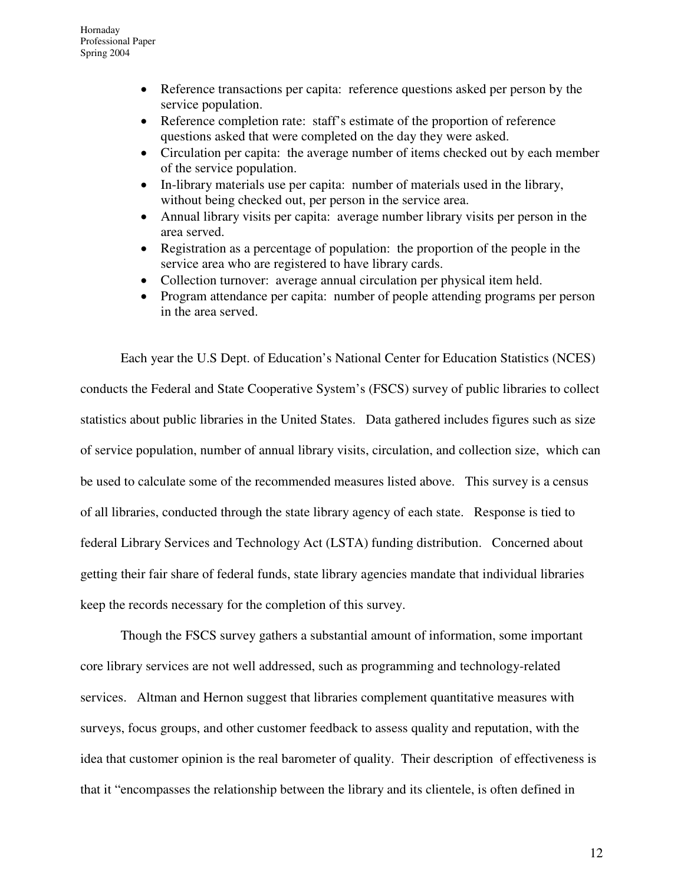- Reference transactions per capita:  reference questions asked per person by the service population.
- Reference completion rate:  staff's estimate of the proportion of reference questions asked that were completed on the day they were asked.
- Circulation per capita:  the average number of items checked out by each member of the service population.
- In-library materials use per capita:  number of materials used in the library, without being checked out, per person in the service area.
- Annual library visits per capita:  average number library visits per person in the area served.
- Registration as a percentage of population:  the proportion of the people in the service area who are registered to have library cards.
- Collection turnover:  average annual circulation per physical item held.
- Program attendance per capita:  number of people attending programs per person in the area served.

Each year the U.S Dept. of Education's National Center for Education Statistics (NCES) conducts the Federal and State Cooperative System's (FSCS) survey of public libraries to collect statistics about public libraries in the United States.   Data gathered includes figures such as size of service population, number of annual library visits, circulation, and collection size,  which can be used to calculate some of the recommended measures listed above.   This survey is a census of all libraries, conducted through the state library agency of each state.   Response is tied to federal Library Services and Technology Act (LSTA) funding distribution.   Concerned about getting their fair share of federal funds, state library agencies mandate that individual libraries keep the records necessary for the completion of this survey.

Though the FSCS survey gathers a substantial amount of information, some important core library services are not well addressed, such as programming and technology-related services.   Altman and Hernon suggest that libraries complement quantitative measures with surveys, focus groups, and other customer feedback to assess quality and reputation, with the idea that customer opinion is the real barometer of quality.  Their description  of effectiveness is that it "encompasses the relationship between the library and its clientele, is often defined in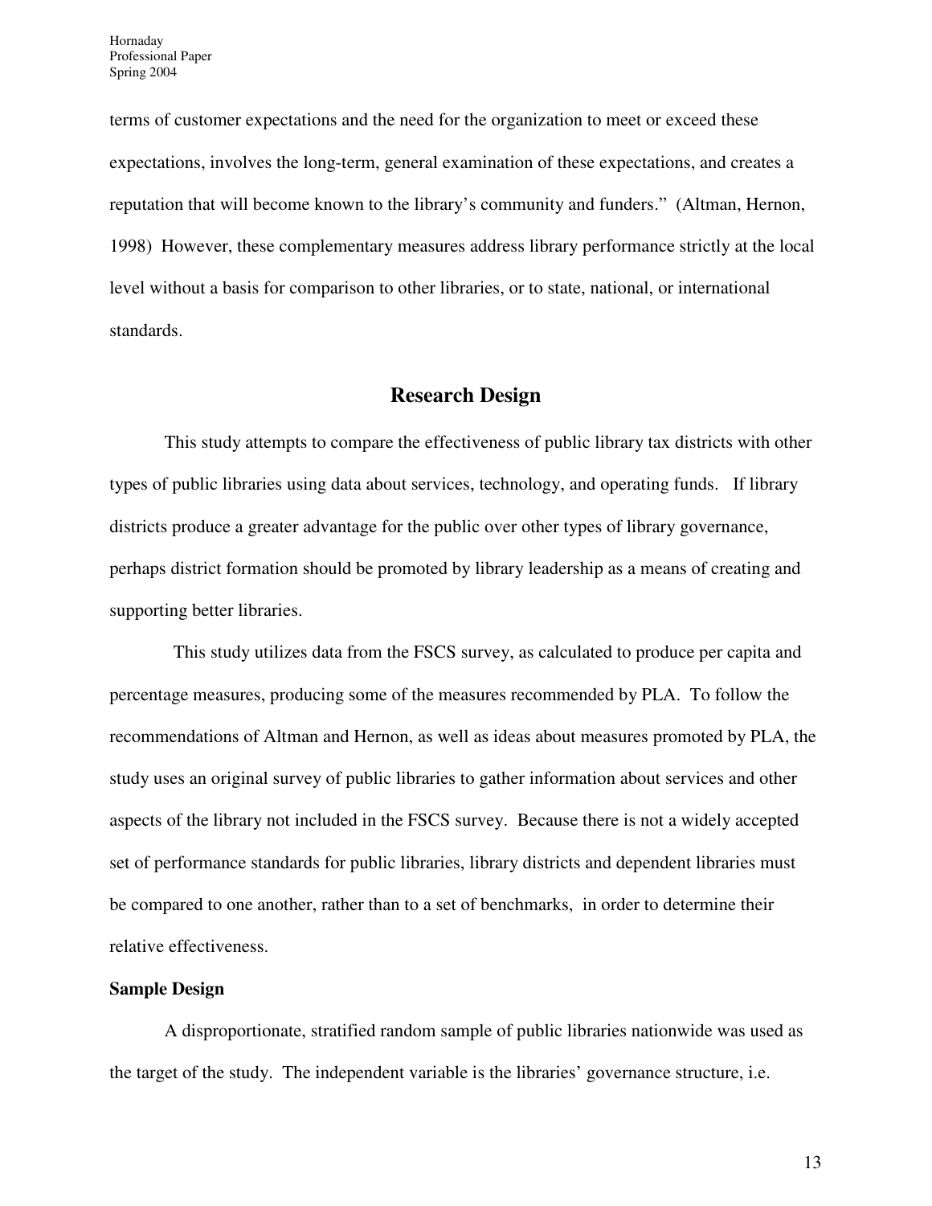terms of customer expectations and the need for the organization to meet or exceed these expectations, involves the long-term, general examination of these expectations, and creates a reputation that will become known to the library's community and funders." (Altman, Hernon, 1998) However, these complementary measures address library performance strictly at the local level without a basis for comparison to other libraries, or to state, national, or international standards.

## Research Design

This study attempts to compare the effectiveness of public library tax districts with other types of public libraries using data about services, technology, and operating funds. If library districts produce a greater advantage for the public over other types of library governance, perhaps district formation should be promoted by library leadership as a means of creating and supporting better libraries.

This study utilizes data from the FSCS survey, as calculated to produce per capita and percentage measures, producing some of the measures recommended by PLA. To follow the recommendations of Altman and Hernon, as well as ideas about measures promoted by PLA, the study uses an original survey of public libraries to gather information about services and other aspects of the library not included in the FSCS survey. Because there is not a widely accepted set of performance standards for public libraries, library districts and dependent libraries must be compared to one another, rather than to a set of benchmarks, in order to determine their relative effectiveness.

**Sample Design**

A disproportionate, stratified random sample of public libraries nationwide was used as the target of the study. The independent variable is the libraries' governance structure, i.e.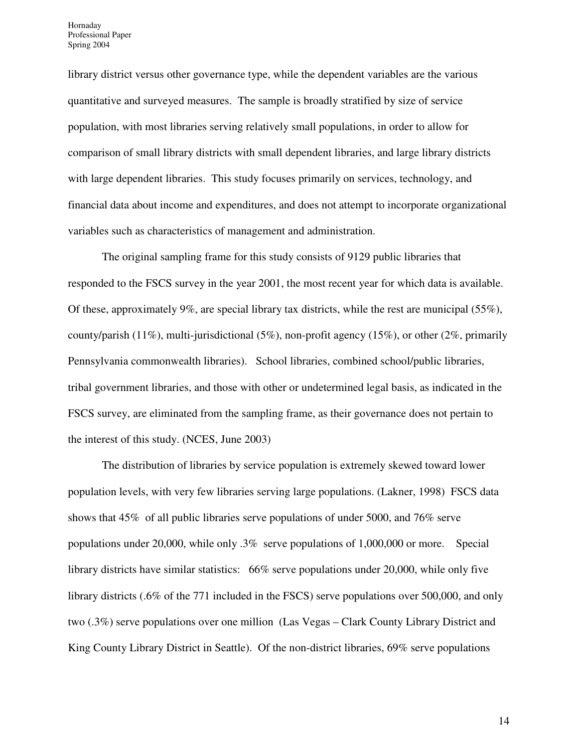library district versus other governance type, while the dependent variables are the various quantitative and surveyed measures. The sample is broadly stratified by size of service population, with most libraries serving relatively small populations, in order to allow for comparison of small library districts with small dependent libraries, and large library districts with large dependent libraries. This study focuses primarily on services, technology, and financial data about income and expenditures, and does not attempt to incorporate organizational variables such as characteristics of management and administration.

The original sampling frame for this study consists of 9129 public libraries that responded to the FSCS survey in the year 2001, the most recent year for which data is available. Of these, approximately 9%, are special library tax districts, while the rest are municipal (55%), county/parish (11%), multi-jurisdictional (5%), non-profit agency (15%), or other (2%, primarily Pennsylvania commonwealth libraries). School libraries, combined school/public libraries, tribal government libraries, and those with other or undetermined legal basis, as indicated in the FSCS survey, are eliminated from the sampling frame, as their governance does not pertain to the interest of this study. (NCES, June 2003)

The distribution of libraries by service population is extremely skewed toward lower population levels, with very few libraries serving large populations. (Lakner, 1998) FSCS data shows that 45% of all public libraries serve populations of under 5000, and 76% serve populations under 20,000, while only .3% serve populations of 1,000,000 or more. Special library districts have similar statistics: 66% serve populations under 20,000, while only five library districts (.6% of the 771 included in the FSCS) serve populations over 500,000, and only two (.3%) serve populations over one million (Las Vegas – Clark County Library District and King County Library District in Seattle). Of the non-district libraries, 69% serve populations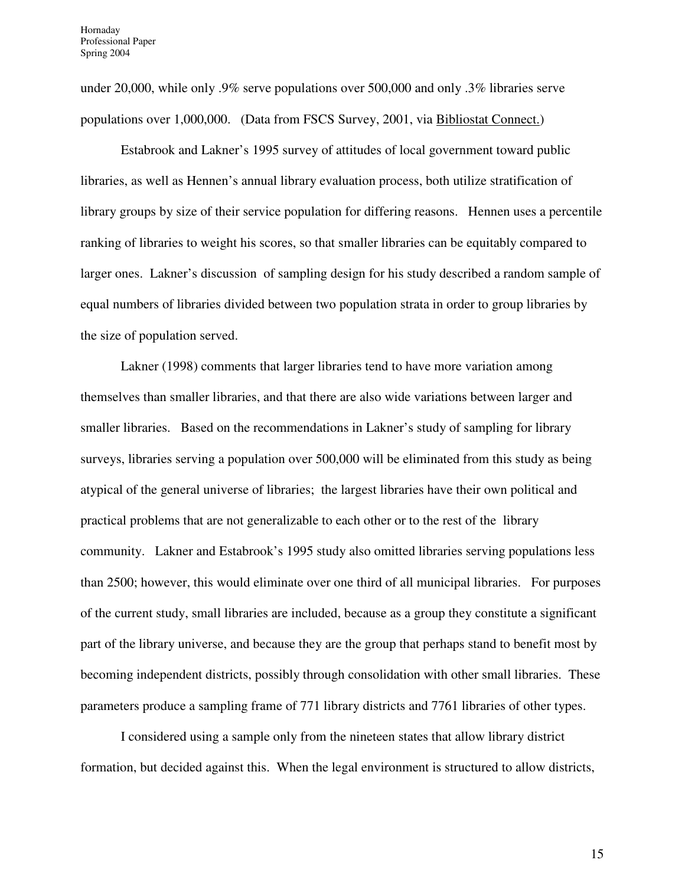under 20,000, while only .9% serve populations over 500,000 and only .3% libraries serve populations over 1,000,000. (Data from FSCS Survey, 2001, via Bibliostat Connect.)

Estabrook and Lakner's 1995 survey of attitudes of local government toward public libraries, as well as Hennen's annual library evaluation process, both utilize stratification of library groups by size of their service population for differing reasons. Hennen uses a percentile ranking of libraries to weight his scores, so that smaller libraries can be equitably compared to larger ones. Lakner's discussion of sampling design for his study described a random sample of equal numbers of libraries divided between two population strata in order to group libraries by the size of population served.

Lakner (1998) comments that larger libraries tend to have more variation among themselves than smaller libraries, and that there are also wide variations between larger and smaller libraries. Based on the recommendations in Lakner's study of sampling for library surveys, libraries serving a population over 500,000 will be eliminated from this study as being atypical of the general universe of libraries; the largest libraries have their own political and practical problems that are not generalizable to each other or to the rest of the library community. Lakner and Estabrook's 1995 study also omitted libraries serving populations less than 2500; however, this would eliminate over one third of all municipal libraries. For purposes of the current study, small libraries are included, because as a group they constitute a significant part of the library universe, and because they are the group that perhaps stand to benefit most by becoming independent districts, possibly through consolidation with other small libraries. These parameters produce a sampling frame of 771 library districts and 7761 libraries of other types.

I considered using a sample only from the nineteen states that allow library district formation, but decided against this. When the legal environment is structured to allow districts,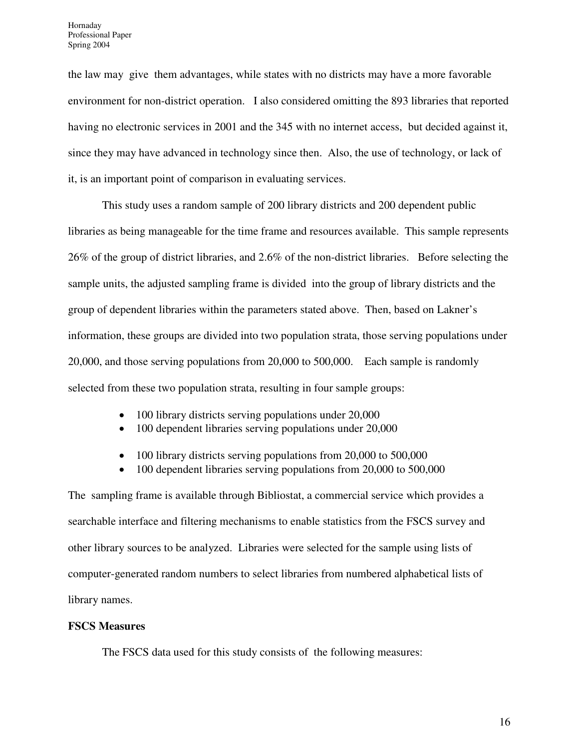the law may give them advantages, while states with no districts may have a more favorable environment for non-district operation. I also considered omitting the 893 libraries that reported having no electronic services in 2001 and the 345 with no internet access, but decided against it, since they may have advanced in technology since then. Also, the use of technology, or lack of it, is an important point of comparison in evaluating services.

This study uses a random sample of 200 library districts and 200 dependent public libraries as being manageable for the time frame and resources available. This sample represents 26% of the group of district libraries, and 2.6% of the non-district libraries. Before selecting the sample units, the adjusted sampling frame is divided into the group of library districts and the group of dependent libraries within the parameters stated above. Then, based on Lakner's information, these groups are divided into two population strata, those serving populations under 20,000, and those serving populations from 20,000 to 500,000. Each sample is randomly selected from these two population strata, resulting in four sample groups:

- 100 library districts serving populations under 20,000
- 100 dependent libraries serving populations under 20,000

- 100 library districts serving populations from 20,000 to 500,000
- 100 dependent libraries serving populations from 20,000 to 500,000

The sampling frame is available through Bibliostat, a commercial service which provides a searchable interface and filtering mechanisms to enable statistics from the FSCS survey and other library sources to be analyzed. Libraries were selected for the sample using lists of computer-generated random numbers to select libraries from numbered alphabetical lists of library names.

**FSCS Measures**

The FSCS data used for this study consists of the following measures: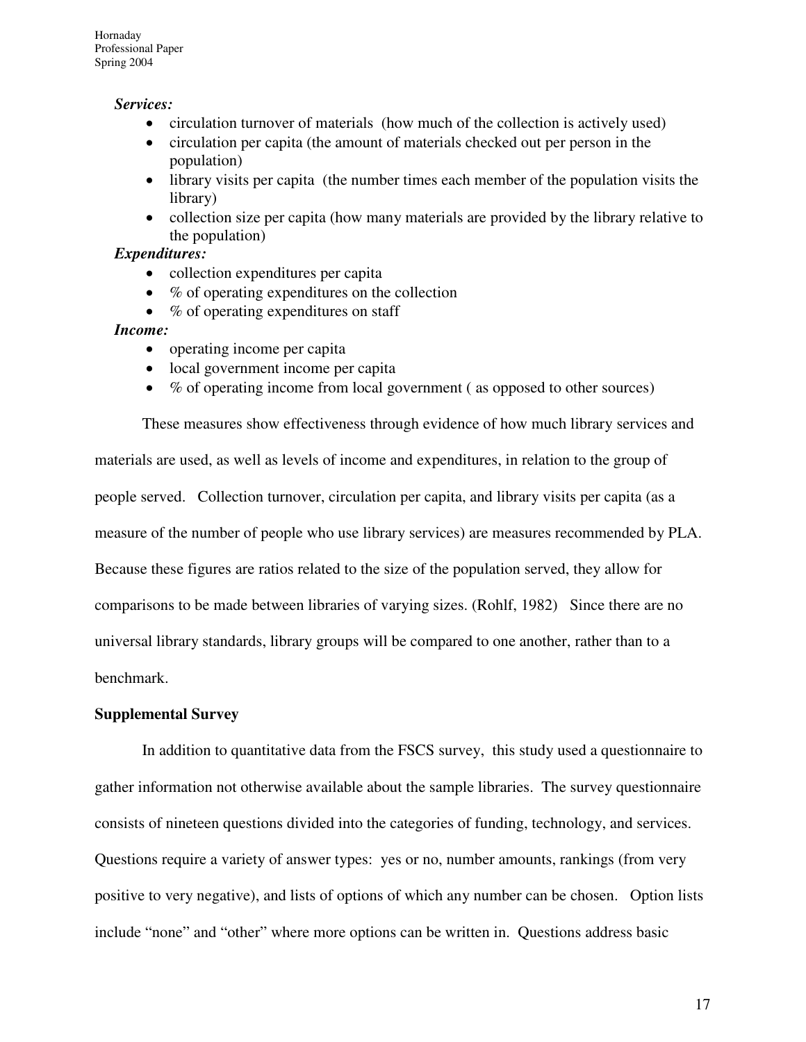***Services:***

- circulation turnover of materials  (how much of the collection is actively used)
- circulation per capita (the amount of materials checked out per person in the population)
- library visits per capita  (the number times each member of the population visits the library)
- collection size per capita (how many materials are provided by the library relative to the population)

***Expenditures:***

- collection expenditures per capita
- % of operating expenditures on the collection
- % of operating expenditures on staff

***Income:***

- operating income per capita
- local government income per capita
- % of operating income from local government ( as opposed to other sources)

These measures show effectiveness through evidence of how much library services and materials are used, as well as levels of income and expenditures, in relation to the group of people served.   Collection turnover, circulation per capita, and library visits per capita (as a measure of the number of people who use library services) are measures recommended by PLA. Because these figures are ratios related to the size of the population served, they allow for comparisons to be made between libraries of varying sizes. (Rohlf, 1982)   Since there are no universal library standards, library groups will be compared to one another, rather than to a benchmark.

**Supplemental Survey**

In addition to quantitative data from the FSCS survey,  this study used a questionnaire to gather information not otherwise available about the sample libraries.  The survey questionnaire consists of nineteen questions divided into the categories of funding, technology, and services. Questions require a variety of answer types:  yes or no, number amounts, rankings (from very positive to very negative), and lists of options of which any number can be chosen.   Option lists include "none" and "other" where more options can be written in.  Questions address basic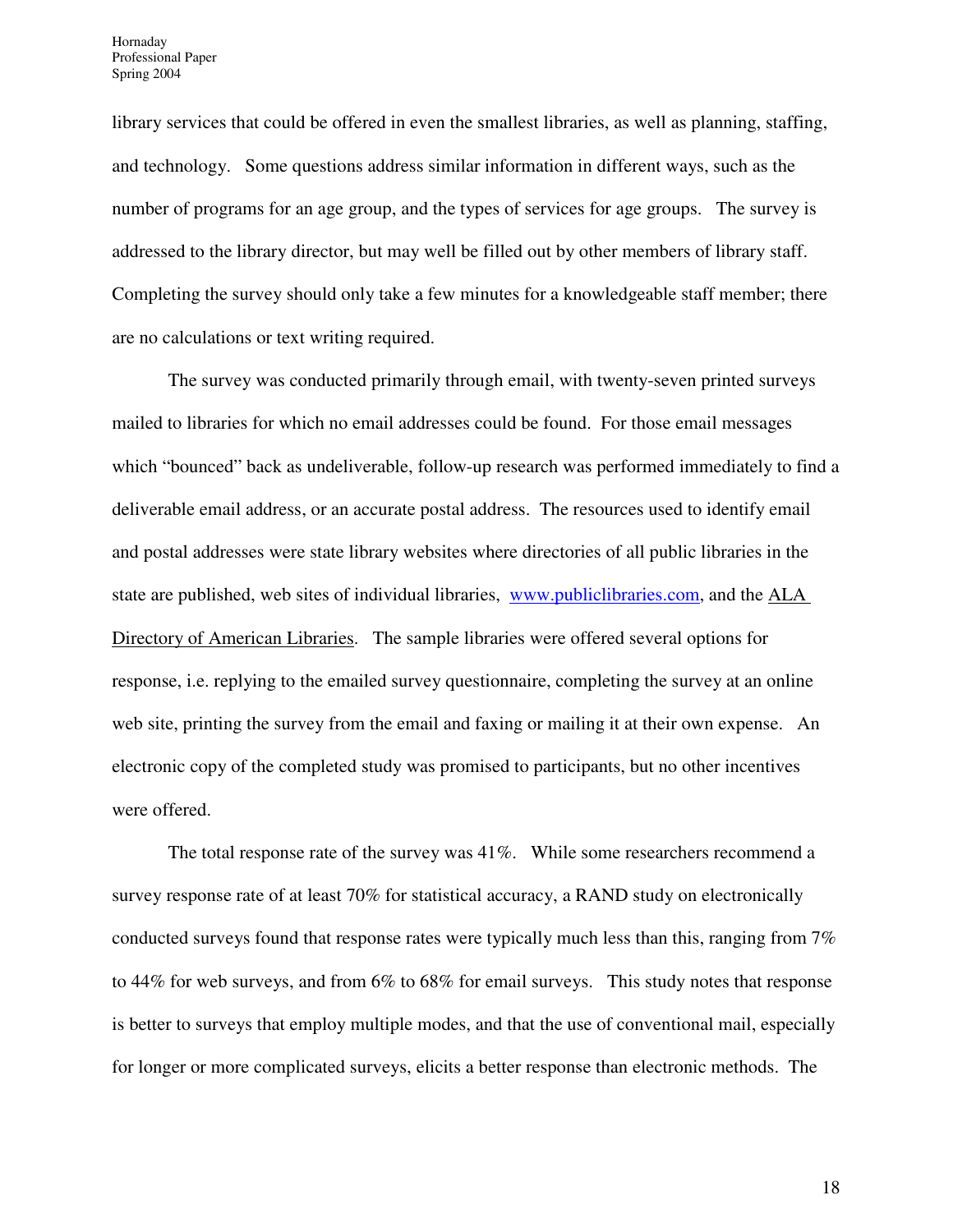library services that could be offered in even the smallest libraries, as well as planning, staffing, and technology. Some questions address similar information in different ways, such as the number of programs for an age group, and the types of services for age groups. The survey is addressed to the library director, but may well be filled out by other members of library staff. Completing the survey should only take a few minutes for a knowledgeable staff member; there are no calculations or text writing required.

The survey was conducted primarily through email, with twenty-seven printed surveys mailed to libraries for which no email addresses could be found. For those email messages which "bounced" back as undeliverable, follow-up research was performed immediately to find a deliverable email address, or an accurate postal address. The resources used to identify email and postal addresses were state library websites where directories of all public libraries in the state are published, web sites of individual libraries, [www.publiclibraries.com](http://www.publiclibraries.com), and the ALA Directory of American Libraries. The sample libraries were offered several options for response, i.e. replying to the emailed survey questionnaire, completing the survey at an online web site, printing the survey from the email and faxing or mailing it at their own expense. An electronic copy of the completed study was promised to participants, but no other incentives were offered.

The total response rate of the survey was 41%. While some researchers recommend a survey response rate of at least 70% for statistical accuracy, a RAND study on electronically conducted surveys found that response rates were typically much less than this, ranging from 7% to 44% for web surveys, and from 6% to 68% for email surveys. This study notes that response is better to surveys that employ multiple modes, and that the use of conventional mail, especially for longer or more complicated surveys, elicits a better response than electronic methods. The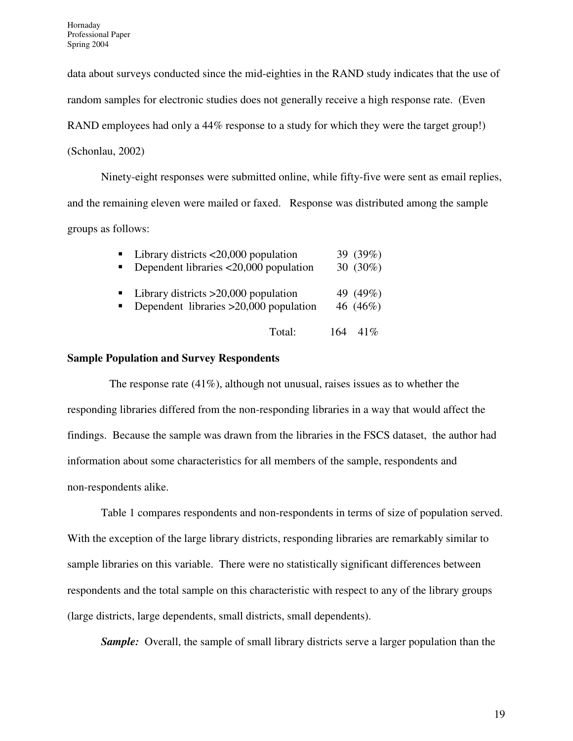data about surveys conducted since the mid-eighties in the RAND study indicates that the use of random samples for electronic studies does not generally receive a high response rate. (Even RAND employees had only a 44% response to a study for which they were the target group!) (Schonlau, 2002)

Ninety-eight responses were submitted online, while fifty-five were sent as email replies, and the remaining eleven were mailed or faxed. Response was distributed among the sample groups as follows:

- Library districts <20,000 population 39 (39%)
- Dependent libraries <20,000 population 30 (30%)

- Library districts >20,000 population 49 (49%)
- Dependent libraries >20,000 population 46 (46%)

Total: 164 41%

**Sample Population and Survey Respondents**

The response rate (41%), although not unusual, raises issues as to whether the responding libraries differed from the non-responding libraries in a way that would affect the findings. Because the sample was drawn from the libraries in the FSCS dataset, the author had information about some characteristics for all members of the sample, respondents and non-respondents alike.

Table 1 compares respondents and non-respondents in terms of size of population served. With the exception of the large library districts, responding libraries are remarkably similar to sample libraries on this variable. There were no statistically significant differences between respondents and the total sample on this characteristic with respect to any of the library groups (large districts, large dependents, small districts, small dependents).

***Sample:*** Overall, the sample of small library districts serve a larger population than the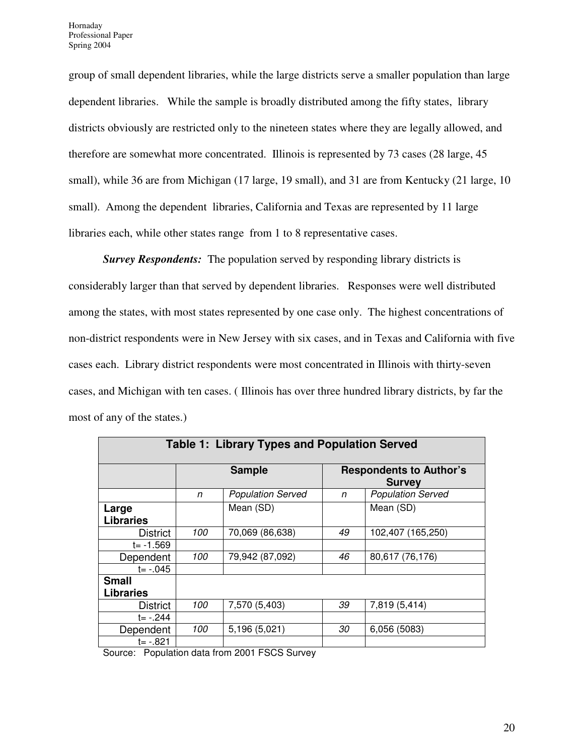group of small dependent libraries, while the large districts serve a smaller population than large dependent libraries. While the sample is broadly distributed among the fifty states, library districts obviously are restricted only to the nineteen states where they are legally allowed, and therefore are somewhat more concentrated. Illinois is represented by 73 cases (28 large, 45 small), while 36 are from Michigan (17 large, 19 small), and 31 are from Kentucky (21 large, 10 small). Among the dependent libraries, California and Texas are represented by 11 large libraries each, while other states range from 1 to 8 representative cases.

***Survey Respondents:*** The population served by responding library districts is considerably larger than that served by dependent libraries. Responses were well distributed among the states, with most states represented by one case only. The highest concentrations of non-district respondents were in New Jersey with six cases, and in Texas and California with five cases each. Library district respondents were most concentrated in Illinois with thirty-seven cases, and Michigan with ten cases. ( Illinois has over three hundred library districts, by far the most of any of the states.)

**Table 1: Library Types and Population Served**

| | **Sample** | | **Respondents to Author's Survey** | |
|---|---|---|---|---|
| | *n* | *Population Served* | *n* | *Population Served* |
| **Large Libraries** | | Mean (SD) | | Mean (SD) |
| District | *100* | 70,069 (86,638) | *49* | 102,407 (165,250) |
| t= -1.569 | | | | |
| Dependent | *100* | 79,942 (87,092) | *46* | 80,617 (76,176) |
| t= -.045 | | | | |
| **Small Libraries** | | | | |
| District | *100* | 7,570 (5,403) | *39* | 7,819 (5,414) |
| t= -.244 | | | | |
| Dependent | *100* | 5,196 (5,021) | *30* | 6,056 (5083) |
| t= -.821 | | | | |

Source: Population data from 2001 FSCS Survey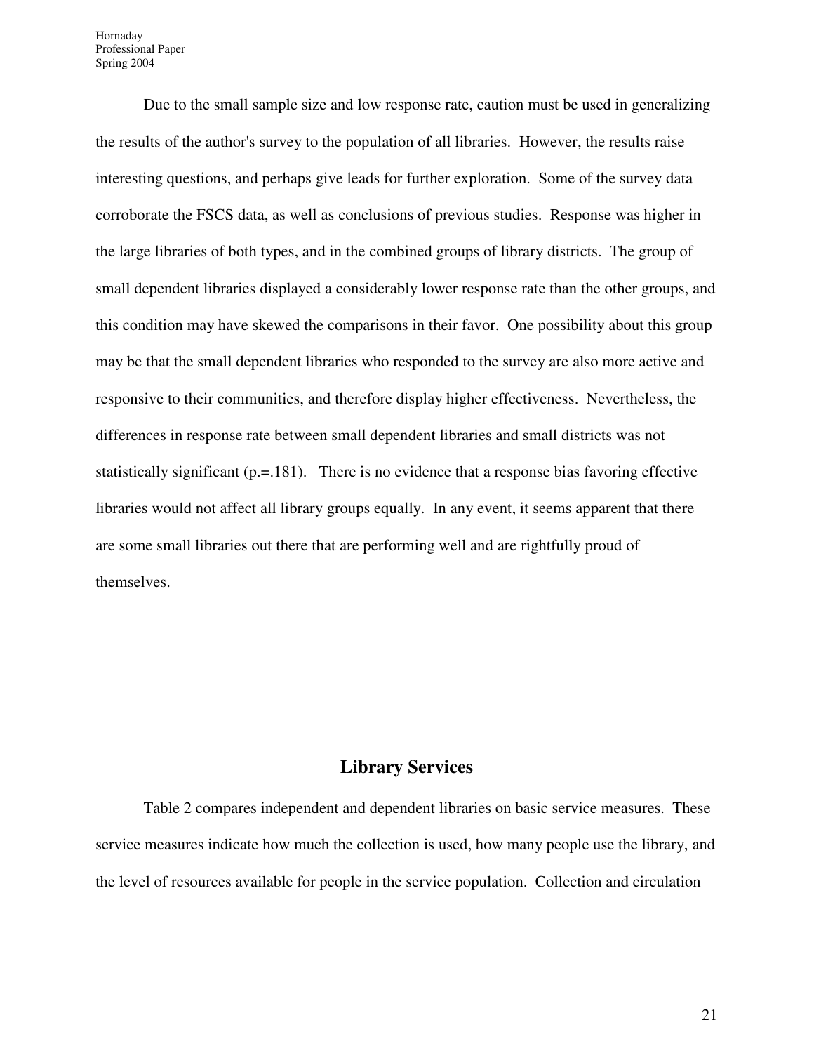Due to the small sample size and low response rate, caution must be used in generalizing the results of the author's survey to the population of all libraries. However, the results raise interesting questions, and perhaps give leads for further exploration. Some of the survey data corroborate the FSCS data, as well as conclusions of previous studies. Response was higher in the large libraries of both types, and in the combined groups of library districts. The group of small dependent libraries displayed a considerably lower response rate than the other groups, and this condition may have skewed the comparisons in their favor. One possibility about this group may be that the small dependent libraries who responded to the survey are also more active and responsive to their communities, and therefore display higher effectiveness. Nevertheless, the differences in response rate between small dependent libraries and small districts was not statistically significant (p.=.181). There is no evidence that a response bias favoring effective libraries would not affect all library groups equally. In any event, it seems apparent that there are some small libraries out there that are performing well and are rightfully proud of themselves.

## Library Services

Table 2 compares independent and dependent libraries on basic service measures. These service measures indicate how much the collection is used, how many people use the library, and the level of resources available for people in the service population. Collection and circulation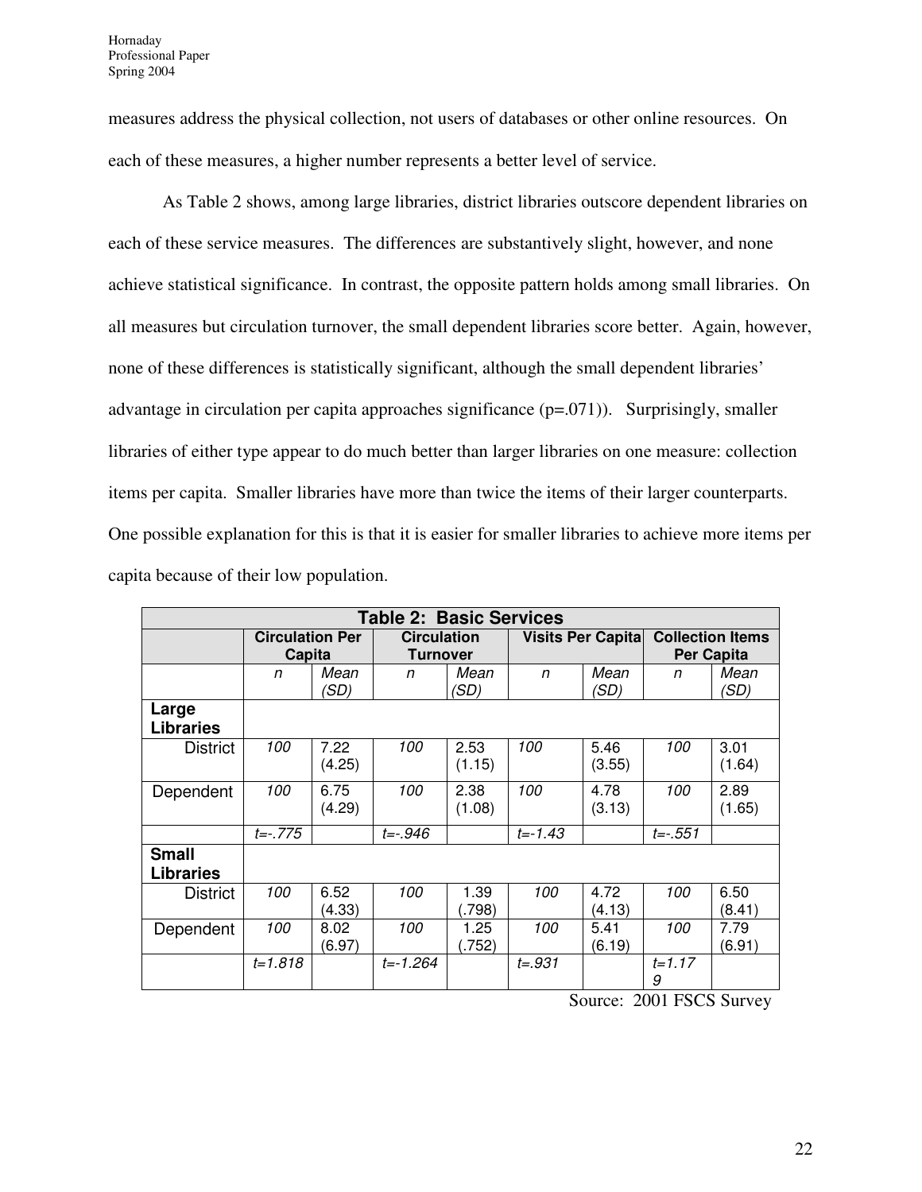measures address the physical collection, not users of databases or other online resources. On each of these measures, a higher number represents a better level of service.

As Table 2 shows, among large libraries, district libraries outscore dependent libraries on each of these service measures. The differences are substantively slight, however, and none achieve statistical significance. In contrast, the opposite pattern holds among small libraries. On all measures but circulation turnover, the small dependent libraries score better. Again, however, none of these differences is statistically significant, although the small dependent libraries' advantage in circulation per capita approaches significance (p=.071)). Surprisingly, smaller libraries of either type appear to do much better than larger libraries on one measure: collection items per capita. Smaller libraries have more than twice the items of their larger counterparts. One possible explanation for this is that it is easier for smaller libraries to achieve more items per capita because of their low population.

| **Table 2: Basic Services** | | | | | | | | |
|---|---|---|---|---|---|---|---|---|
| | **Circulation Per Capita** | | **Circulation Turnover** | | **Visits Per Capita** | | **Collection Items Per Capita** | |
| | *n* | *Mean (SD)* | *n* | *Mean (SD)* | *n* | *Mean (SD)* | *n* | *Mean (SD)* |
| **Large Libraries** | | | | | | | | |
| District | *100* | 7.22 (4.25) | *100* | 2.53 (1.15) | *100* | 5.46 (3.55) | *100* | 3.01 (1.64) |
| Dependent | *100* | 6.75 (4.29) | *100* | 2.38 (1.08) | *100* | 4.78 (3.13) | *100* | 2.89 (1.65) |
| | *t=-.775* | | *t=-.946* | | *t=-1.43* | | *t=-.551* | |
| **Small Libraries** | | | | | | | | |
| District | *100* | 6.52 (4.33) | *100* | 1.39 (.798) | *100* | 4.72 (4.13) | *100* | 6.50 (8.41) |
| Dependent | *100* | 8.02 (6.97) | *100* | 1.25 (.752) | *100* | 5.41 (6.19) | *100* | 7.79 (6.91) |
| | *t=1.818* | | *t=-1.264* | | *t=.931* | | *t=1.179* | |

Source: 2001 FSCS Survey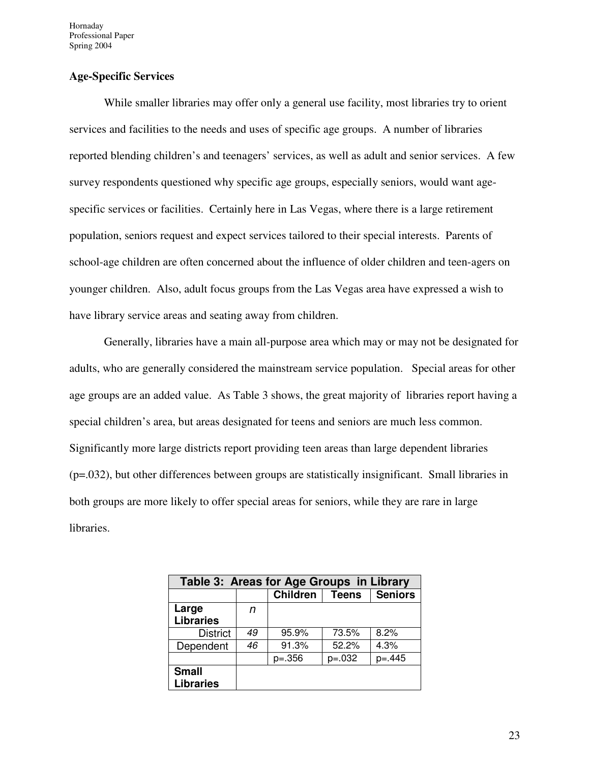### Age-Specific Services

While smaller libraries may offer only a general use facility, most libraries try to orient services and facilities to the needs and uses of specific age groups. A number of libraries reported blending children's and teenagers' services, as well as adult and senior services. A few survey respondents questioned why specific age groups, especially seniors, would want age-specific services or facilities. Certainly here in Las Vegas, where there is a large retirement population, seniors request and expect services tailored to their special interests. Parents of school-age children are often concerned about the influence of older children and teen-agers on younger children. Also, adult focus groups from the Las Vegas area have expressed a wish to have library service areas and seating away from children.

Generally, libraries have a main all-purpose area which may or may not be designated for adults, who are generally considered the mainstream service population. Special areas for other age groups are an added value. As Table 3 shows, the great majority of libraries report having a special children's area, but areas designated for teens and seniors are much less common. Significantly more large districts report providing teen areas than large dependent libraries ($p=.032$), but other differences between groups are statistically insignificant. Small libraries in both groups are more likely to offer special areas for seniors, while they are rare in large libraries.

**Table 3: Areas for Age Groups in Library**

| | | Children | Teens | Seniors |
|---|---|---|---|---|
| **Large Libraries** | *n* | | | |
| District | *49* | 95.9% | 73.5% | 8.2% |
| Dependent | *46* | 91.3% | 52.2% | 4.3% |
| | | $p=.356$ | $p=.032$ | $p=.445$ |
| **Small Libraries** | | | | |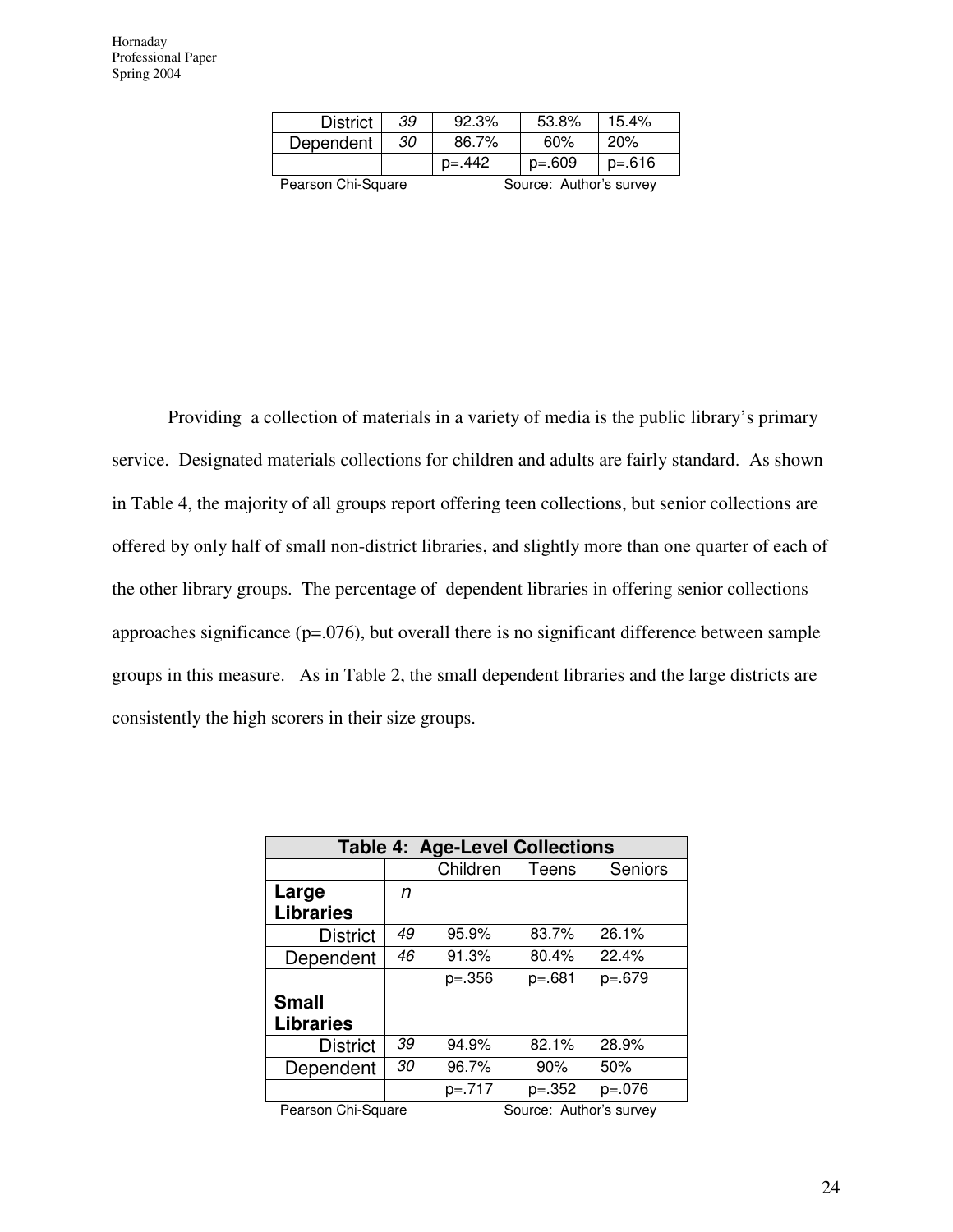| District | *39* | 92.3% | 53.8% | 15.4% |
|---|---|---|---|---|
| Dependent | *30* | 86.7% | 60% | 20% |
| | | p=.442 | p=.609 | p=.616 |

Pearson Chi-Square　　　　Source: Author's survey

Providing a collection of materials in a variety of media is the public library's primary service. Designated materials collections for children and adults are fairly standard. As shown in Table 4, the majority of all groups report offering teen collections, but senior collections are offered by only half of small non-district libraries, and slightly more than one quarter of each of the other library groups. The percentage of dependent libraries in offering senior collections approaches significance (p=.076), but overall there is no significant difference between sample groups in this measure. As in Table 2, the small dependent libraries and the large districts are consistently the high scorers in their size groups.

| **Table 4: Age-Level Collections** | | | | |
|---|---|---|---|---|
| | | Children | Teens | Seniors |
| **Large Libraries** | *n* | | | |
| District | *49* | 95.9% | 83.7% | 26.1% |
| Dependent | *46* | 91.3% | 80.4% | 22.4% |
| | | p=.356 | p=.681 | p=.679 |
| **Small Libraries** | | | | |
| District | *39* | 94.9% | 82.1% | 28.9% |
| Dependent | *30* | 96.7% | 90% | 50% |
| | | p=.717 | p=.352 | p=.076 |

Pearson Chi-Square　　　　Source: Author's survey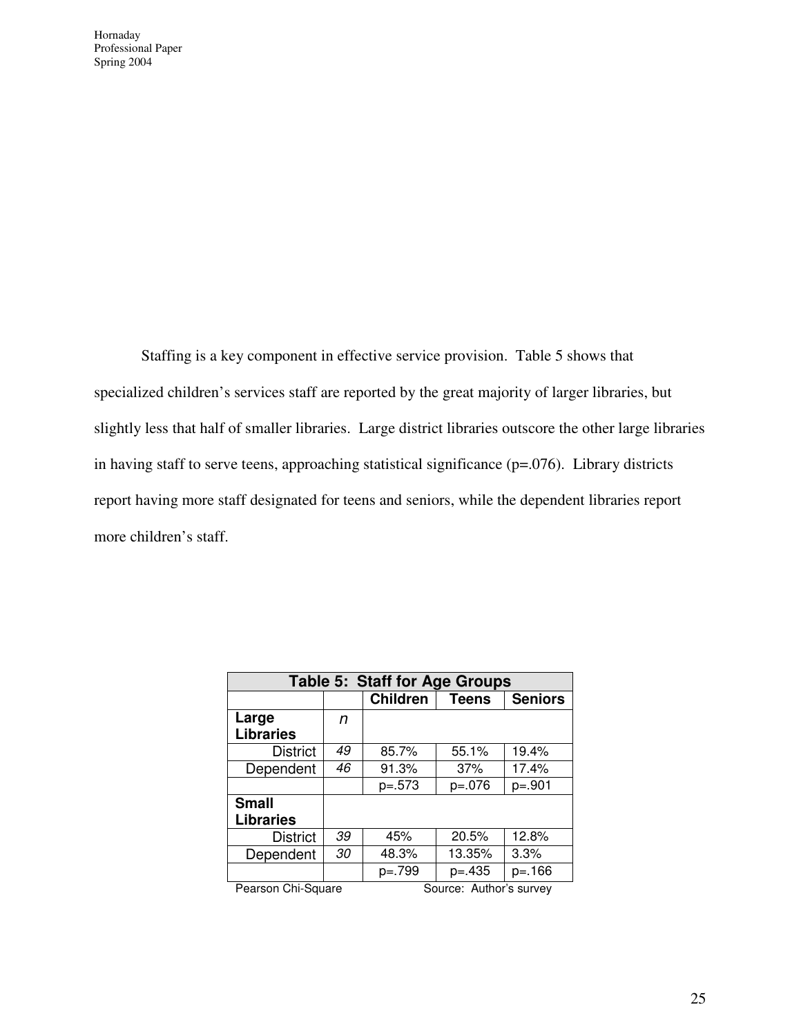Staffing is a key component in effective service provision. Table 5 shows that specialized children's services staff are reported by the great majority of larger libraries, but slightly less that half of smaller libraries. Large district libraries outscore the other large libraries in having staff to serve teens, approaching statistical significance (p=.076). Library districts report having more staff designated for teens and seniors, while the dependent libraries report more children's staff.

| **Table 5: Staff for Age Groups** | | | | |
|---|---|---|---|---|
| | | **Children** | **Teens** | **Seniors** |
| **Large Libraries** | *n* | | | |
| District | *49* | 85.7% | 55.1% | 19.4% |
| Dependent | *46* | 91.3% | 37% | 17.4% |
| | | p=.573 | p=.076 | p=.901 |
| **Small Libraries** | | | | |
| District | *39* | 45% | 20.5% | 12.8% |
| Dependent | *30* | 48.3% | 13.35% | 3.3% |
| | | p=.799 | p=.435 | p=.166 |

Pearson Chi-Square Source: Author's survey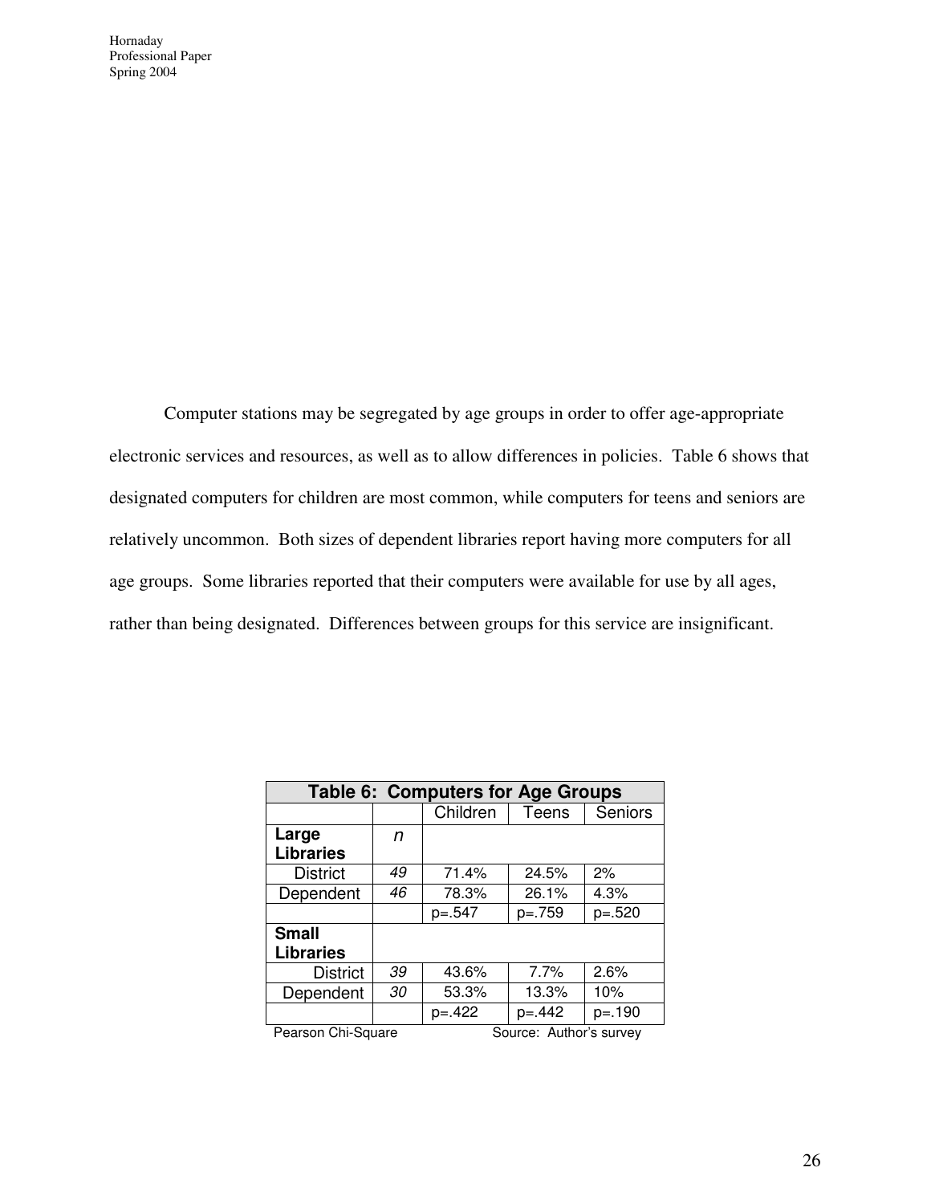Computer stations may be segregated by age groups in order to offer age-appropriate electronic services and resources, as well as to allow differences in policies. Table 6 shows that designated computers for children are most common, while computers for teens and seniors are relatively uncommon. Both sizes of dependent libraries report having more computers for all age groups. Some libraries reported that their computers were available for use by all ages, rather than being designated. Differences between groups for this service are insignificant.

**Table 6: Computers for Age Groups**

| | | Children | Teens | Seniors |
|---|---|---|---|---|
| **Large Libraries** | *n* | | | |
| District | *49* | 71.4% | 24.5% | 2% |
| Dependent | *46* | 78.3% | 26.1% | 4.3% |
| | | p=.547 | p=.759 | p=.520 |
| **Small Libraries** | | | | |
| District | *39* | 43.6% | 7.7% | 2.6% |
| Dependent | *30* | 53.3% | 13.3% | 10% |
| | | p=.422 | p=.442 | p=.190 |

Pearson Chi-Square Source: Author's survey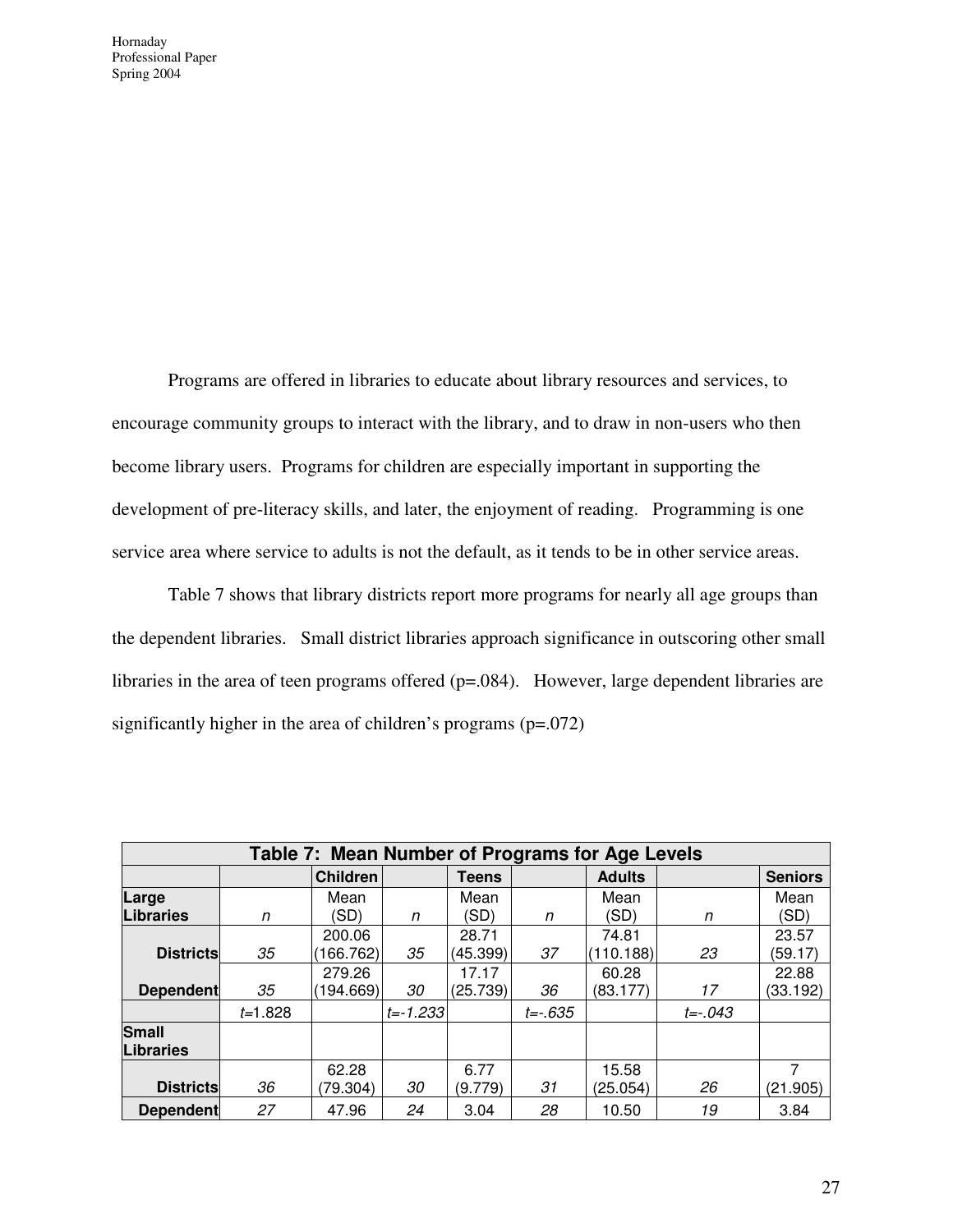Programs are offered in libraries to educate about library resources and services, to encourage community groups to interact with the library, and to draw in non-users who then become library users. Programs for children are especially important in supporting the development of pre-literacy skills, and later, the enjoyment of reading. Programming is one service area where service to adults is not the default, as it tends to be in other service areas.

Table 7 shows that library districts report more programs for nearly all age groups than the dependent libraries. Small district libraries approach significance in outscoring other small libraries in the area of teen programs offered ($p=.084$). However, large dependent libraries are significantly higher in the area of children's programs ($p=.072$)

| **Table 7: Mean Number of Programs for Age Levels** | | | | | | | | |
|---|---|---|---|---|---|---|---|---|
| | | **Children** | | **Teens** | | **Adults** | | **Seniors** |
| **Large Libraries** | *n* | Mean (SD) | *n* | Mean (SD) | *n* | Mean (SD) | *n* | Mean (SD) |
| **Districts** | *35* | 200.06 (166.762) | *35* | 28.71 (45.399) | *37* | 74.81 (110.188) | *23* | 23.57 (59.17) |
| **Dependent** | *35* | 279.26 (194.669) | *30* | 17.17 (25.739) | *36* | 60.28 (83.177) | *17* | 22.88 (33.192) |
| | $t=1.828$ | | $t=-1.233$ | | $t=-.635$ | | $t=-.043$ | |
| **Small Libraries** | | | | | | | | |
| **Districts** | *36* | 62.28 (79.304) | *30* | 6.77 (9.779) | *31* | 15.58 (25.054) | *26* | 7 (21.905) |
| **Dependent** | *27* | 47.96 | *24* | 3.04 | *28* | 10.50 | *19* | 3.84 |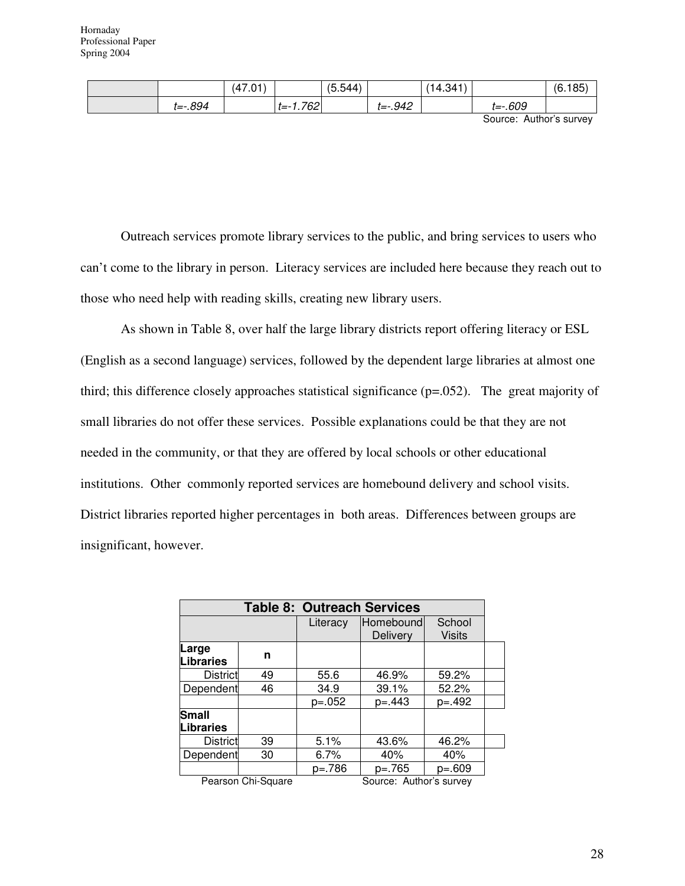| | | (47.01) | | (5.544) | | (14.341) | | (6.185) |
|---|---|---|---|---|---|---|---|---|
| | *t=-.894* | | *t=-1.762* | | *t=-.942* | | *t=-.609* | |

Source: Author's survey

Outreach services promote library services to the public, and bring services to users who can't come to the library in person. Literacy services are included here because they reach out to those who need help with reading skills, creating new library users.

As shown in Table 8, over half the large library districts report offering literacy or ESL (English as a second language) services, followed by the dependent large libraries at almost one third; this difference closely approaches statistical significance (p=.052). The great majority of small libraries do not offer these services. Possible explanations could be that they are not needed in the community, or that they are offered by local schools or other educational institutions. Other commonly reported services are homebound delivery and school visits. District libraries reported higher percentages in both areas. Differences between groups are insignificant, however.

**Table 8: Outreach Services**

| | | Literacy | Homebound Delivery | School Visits |
|---|---|---|---|---|
| **Large Libraries** | **n** | | | |
| District | 49 | 55.6 | 46.9% | 59.2% |
| Dependent | 46 | 34.9 | 39.1% | 52.2% |
| | | p=.052 | p=.443 | p=.492 |
| **Small Libraries** | | | | |
| District | 39 | 5.1% | 43.6% | 46.2% |
| Dependent | 30 | 6.7% | 40% | 40% |
| | | p=.786 | p=.765 | p=.609 |

Pearson Chi-Square    Source: Author's survey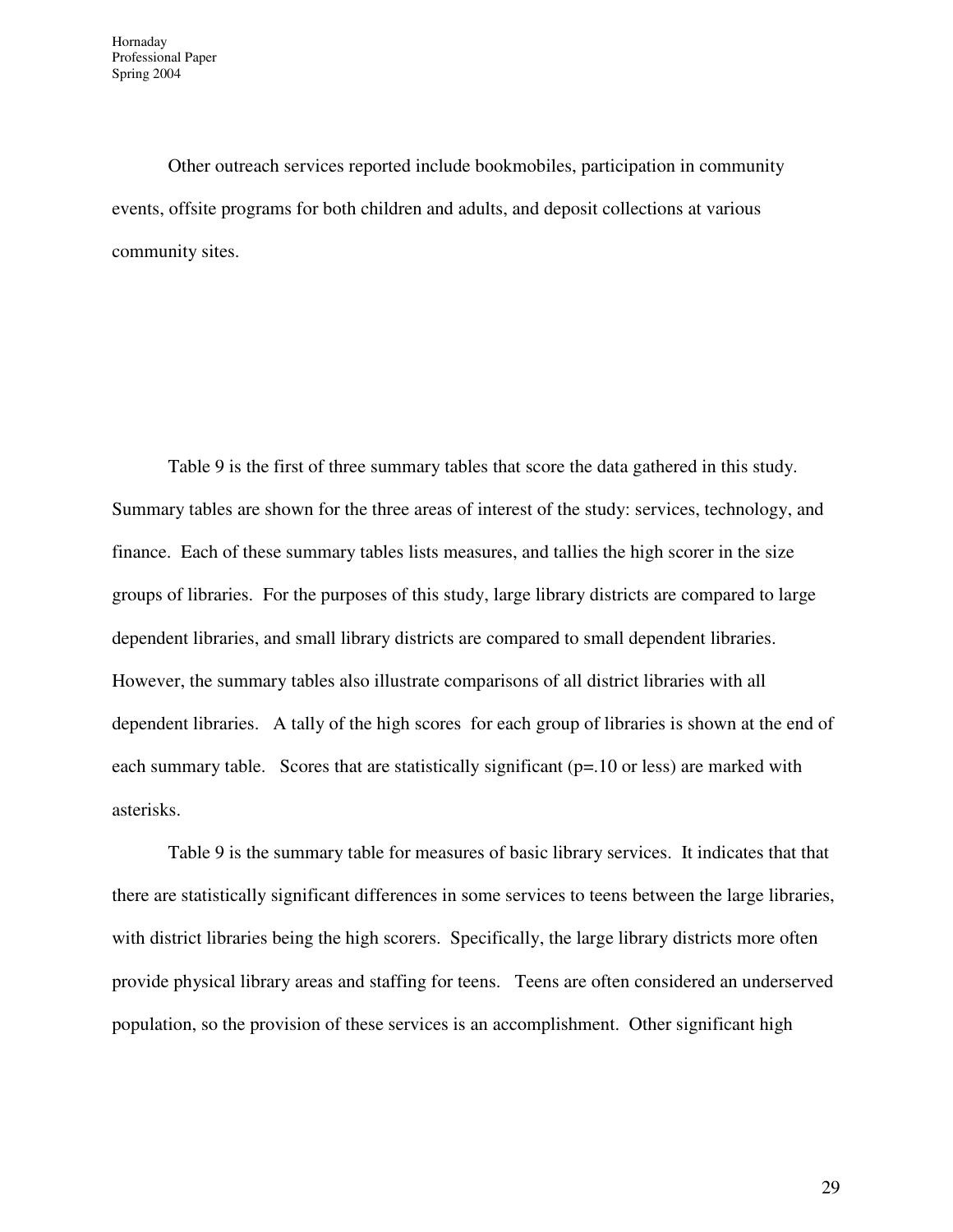Other outreach services reported include bookmobiles, participation in community events, offsite programs for both children and adults, and deposit collections at various community sites.

Table 9 is the first of three summary tables that score the data gathered in this study. Summary tables are shown for the three areas of interest of the study: services, technology, and finance. Each of these summary tables lists measures, and tallies the high scorer in the size groups of libraries. For the purposes of this study, large library districts are compared to large dependent libraries, and small library districts are compared to small dependent libraries. However, the summary tables also illustrate comparisons of all district libraries with all dependent libraries. A tally of the high scores for each group of libraries is shown at the end of each summary table. Scores that are statistically significant (p=.10 or less) are marked with asterisks.

Table 9 is the summary table for measures of basic library services. It indicates that that there are statistically significant differences in some services to teens between the large libraries, with district libraries being the high scorers. Specifically, the large library districts more often provide physical library areas and staffing for teens. Teens are often considered an underserved population, so the provision of these services is an accomplishment. Other significant high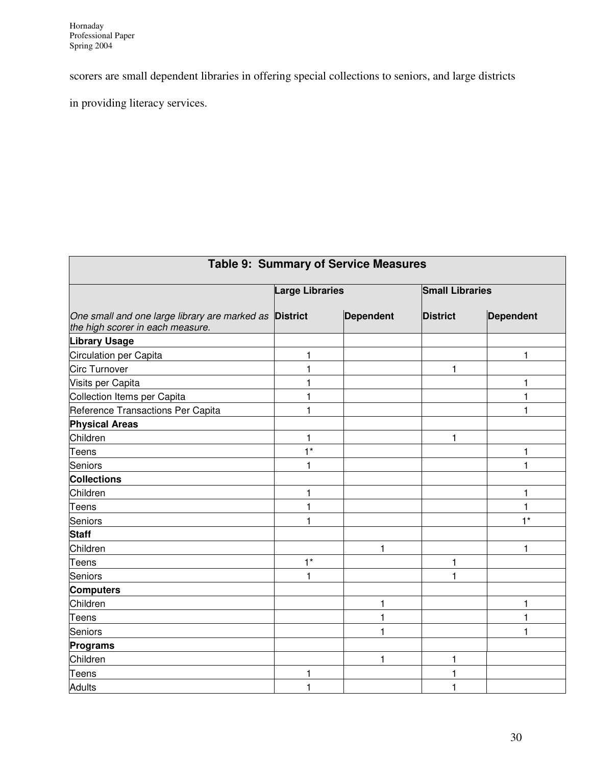scorers are small dependent libraries in offering special collections to seniors, and large districts in providing literacy services.

| Table 9: Summary of Service Measures | | | | |
|---|---|---|---|---|
| | Large Libraries | | Small Libraries | |
| *One small and one large library are marked as the high scorer in each measure.* | **District** | **Dependent** | **District** | **Dependent** |
| **Library Usage** | | | | |
| Circulation per Capita | 1 | | | 1 |
| Circ Turnover | 1 | | 1 | |
| Visits per Capita | 1 | | | 1 |
| Collection Items per Capita | 1 | | | 1 |
| Reference Transactions Per Capita | 1 | | | 1 |
| **Physical Areas** | | | | |
| Children | 1 | | 1 | |
| Teens | 1* | | | 1 |
| Seniors | 1 | | | 1 |
| **Collections** | | | | |
| Children | 1 | | | 1 |
| Teens | 1 | | | 1 |
| Seniors | 1 | | | 1* |
| **Staff** | | | | |
| Children | | 1 | | 1 |
| Teens | 1* | | 1 | |
| Seniors | 1 | | 1 | |
| **Computers** | | | | |
| Children | | 1 | | 1 |
| Teens | | 1 | | 1 |
| Seniors | | 1 | | 1 |
| **Programs** | | | | |
| Children | | 1 | 1 | |
| Teens | 1 | | 1 | |
| Adults | 1 | | 1 | |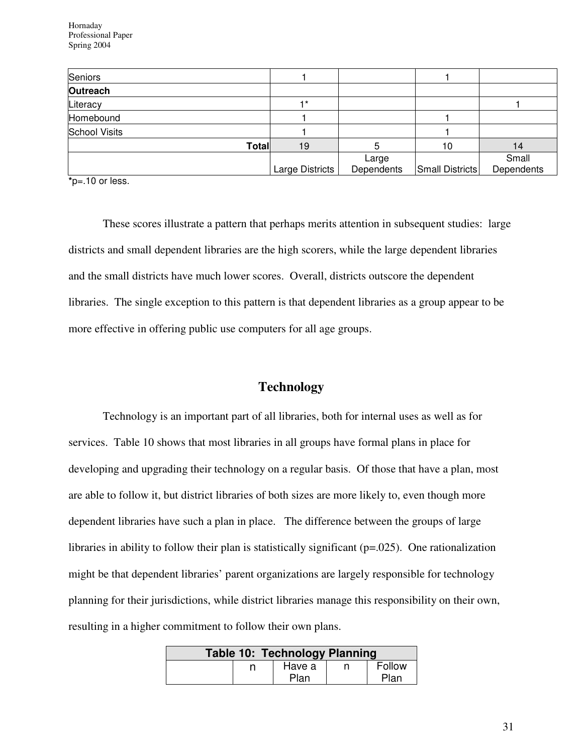| | | | | |
|---|---|---|---|---|
| Seniors | 1 | | 1 | |
| **Outreach** | | | | |
| Literacy | 1* | | | 1 |
| Homebound | 1 | | 1 | |
| School Visits | 1 | | 1 | |
| **Total** | 19 | 5 | 10 | 14 |
| | Large Districts | Large Dependents | Small Districts | Small Dependents |

***p**=.10 or less.

These scores illustrate a pattern that perhaps merits attention in subsequent studies: large districts and small dependent libraries are the high scorers, while the large dependent libraries and the small districts have much lower scores. Overall, districts outscore the dependent libraries. The single exception to this pattern is that dependent libraries as a group appear to be more effective in offering public use computers for all age groups.

## Technology

Technology is an important part of all libraries, both for internal uses as well as for services. Table 10 shows that most libraries in all groups have formal plans in place for developing and upgrading their technology on a regular basis. Of those that have a plan, most are able to follow it, but district libraries of both sizes are more likely to, even though more dependent libraries have such a plan in place. The difference between the groups of large libraries in ability to follow their plan is statistically significant (p=.025). One rationalization might be that dependent libraries' parent organizations are largely responsible for technology planning for their jurisdictions, while district libraries manage this responsibility on their own, resulting in a higher commitment to follow their own plans.

**Table 10: Technology Planning**

| | n | Have a Plan | n | Follow Plan |
|---|---|---|---|---|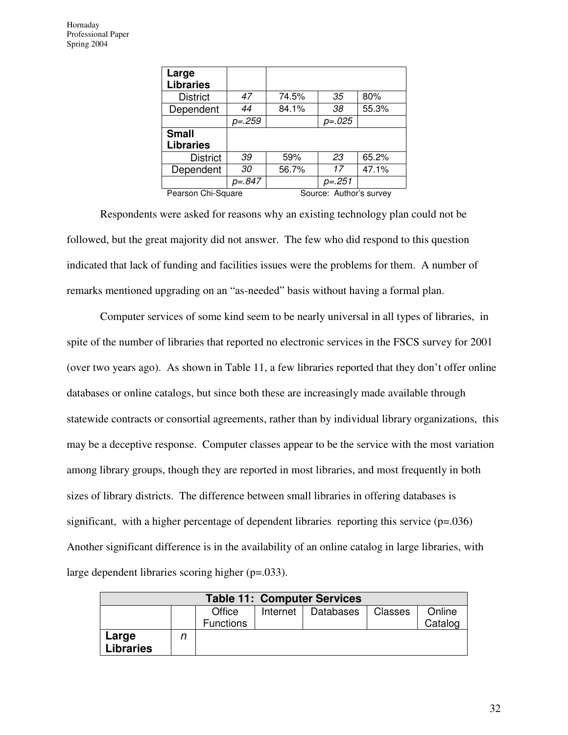| | | | | |
|---|---|---|---|---|
| **Large Libraries** | | | | |
| District | *47* | 74.5% | *35* | 80% |
| Dependent | *44* | 84.1% | *38* | 55.3% |
| | *p=.259* | | *p=.025* | |
| **Small Libraries** | | | | |
| District | *39* | 59% | *23* | 65.2% |
| Dependent | *30* | 56.7% | *17* | 47.1% |
| | *p=.847* | | *p=.251* | |

Pearson Chi-Square　　　　　Source: Author's survey

Respondents were asked for reasons why an existing technology plan could not be followed, but the great majority did not answer. The few who did respond to this question indicated that lack of funding and facilities issues were the problems for them. A number of remarks mentioned upgrading on an "as-needed" basis without having a formal plan.

Computer services of some kind seem to be nearly universal in all types of libraries, in spite of the number of libraries that reported no electronic services in the FSCS survey for 2001 (over two years ago). As shown in Table 11, a few libraries reported that they don't offer online databases or online catalogs, but since both these are increasingly made available through statewide contracts or consortial agreements, rather than by individual library organizations, this may be a deceptive response. Computer classes appear to be the service with the most variation among library groups, though they are reported in most libraries, and most frequently in both sizes of library districts. The difference between small libraries in offering databases is significant, with a higher percentage of dependent libraries reporting this service (p=.036) Another significant difference is in the availability of an online catalog in large libraries, with large dependent libraries scoring higher (p=.033).

**Table 11: Computer Services**

| | | Office Functions | Internet | Databases | Classes | Online Catalog |
|---|---|---|---|---|---|---|
| **Large Libraries** | *n* | | | | | |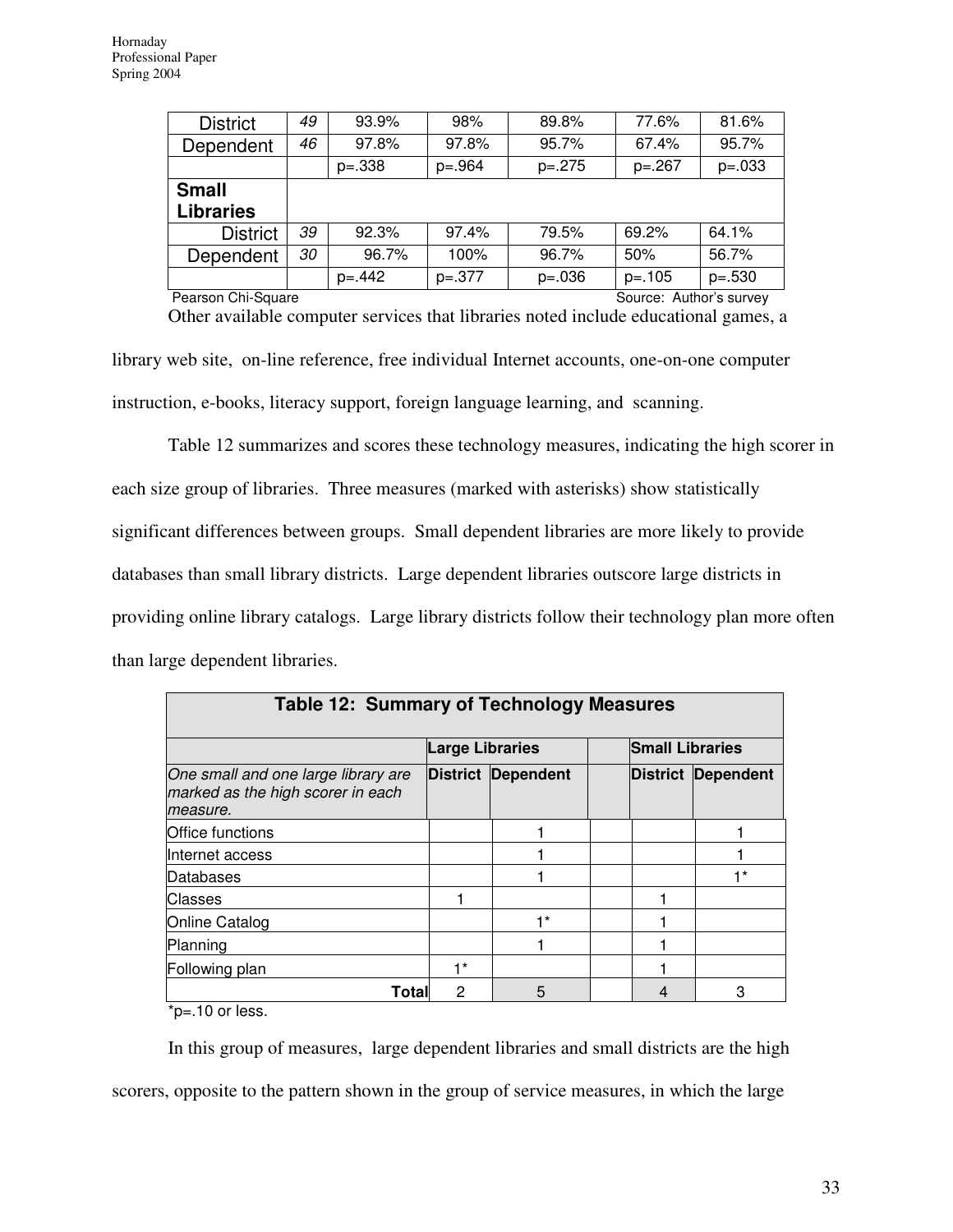| | | | | | | |
|---|---|---|---|---|---|---|
| District | *49* | 93.9% | 98% | 89.8% | 77.6% | 81.6% |
| Dependent | *46* | 97.8% | 97.8% | 95.7% | 67.4% | 95.7% |
| | | p=.338 | p=.964 | p=.275 | p=.267 | p=.033 |
| **Small Libraries** | | | | | | |
| District | *39* | 92.3% | 97.4% | 79.5% | 69.2% | 64.1% |
| Dependent | *30* | 96.7% | 100% | 96.7% | 50% | 56.7% |
| | | p=.442 | p=.377 | p=.036 | p=.105 | p=.530 |

Pearson Chi-Square Source: Author's survey

Other available computer services that libraries noted include educational games, a library web site, on-line reference, free individual Internet accounts, one-on-one computer instruction, e-books, literacy support, foreign language learning, and scanning.

Table 12 summarizes and scores these technology measures, indicating the high scorer in each size group of libraries. Three measures (marked with asterisks) show statistically significant differences between groups. Small dependent libraries are more likely to provide databases than small library districts. Large dependent libraries outscore large districts in providing online library catalogs. Large library districts follow their technology plan more often than large dependent libraries.

**Table 12: Summary of Technology Measures**

| | Large Libraries | | | Small Libraries | |
|---|---|---|---|---|---|
| *One small and one large library are marked as the high scorer in each measure.* | **District** | **Dependent** | | **District** | **Dependent** |
| Office functions | | 1 | | | 1 |
| Internet access | | 1 | | | 1 |
| Databases | | 1 | | | 1* |
| Classes | 1 | | | 1 | |
| Online Catalog | | 1* | | 1 | |
| Planning | | 1 | | 1 | |
| Following plan | 1* | | | 1 | |
| **Total** | 2 | 5 | | 4 | 3 |

*p=.10 or less.

In this group of measures, large dependent libraries and small districts are the high scorers, opposite to the pattern shown in the group of service measures, in which the large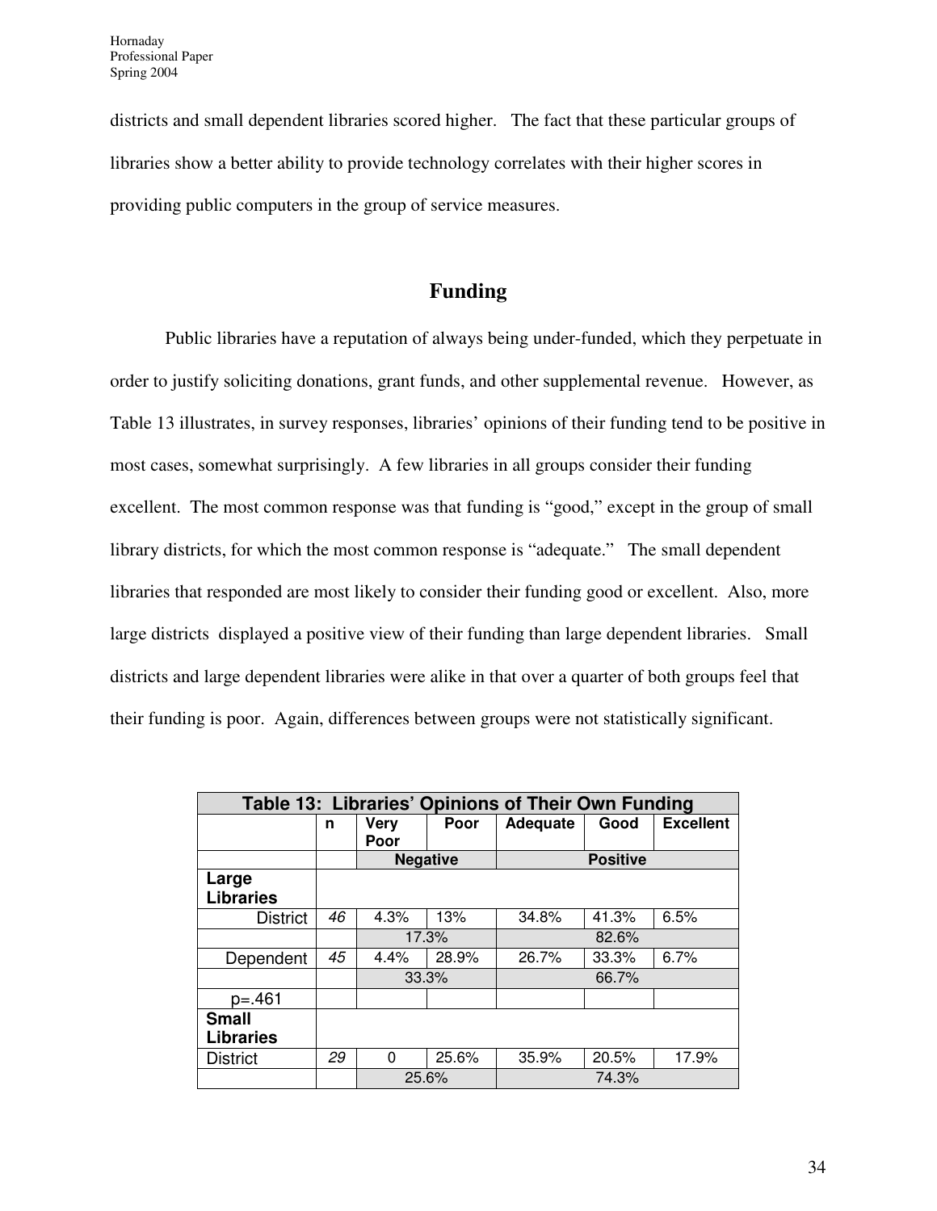districts and small dependent libraries scored higher. The fact that these particular groups of libraries show a better ability to provide technology correlates with their higher scores in providing public computers in the group of service measures.

## Funding

Public libraries have a reputation of always being under-funded, which they perpetuate in order to justify soliciting donations, grant funds, and other supplemental revenue. However, as Table 13 illustrates, in survey responses, libraries' opinions of their funding tend to be positive in most cases, somewhat surprisingly. A few libraries in all groups consider their funding excellent. The most common response was that funding is "good," except in the group of small library districts, for which the most common response is "adequate." The small dependent libraries that responded are most likely to consider their funding good or excellent. Also, more large districts displayed a positive view of their funding than large dependent libraries. Small districts and large dependent libraries were alike in that over a quarter of both groups feel that their funding is poor. Again, differences between groups were not statistically significant.

**Table 13: Libraries' Opinions of Their Own Funding**

| | n | Very Poor | Poor | Adequate | Good | Excellent |
|---|---|---|---|---|---|---|
| | | Negative | | Positive | | |
| **Large Libraries** | | | | | | |
| District | *46* | 4.3% | 13% | 34.8% | 41.3% | 6.5% |
| | | 17.3% | | 82.6% | | |
| Dependent | *45* | 4.4% | 28.9% | 26.7% | 33.3% | 6.7% |
| | | 33.3% | | 66.7% | | |
| p=.461 | | | | | | |
| **Small Libraries** | | | | | | |
| District | *29* | 0 | 25.6% | 35.9% | 20.5% | 17.9% |
| | | 25.6% | | 74.3% | | |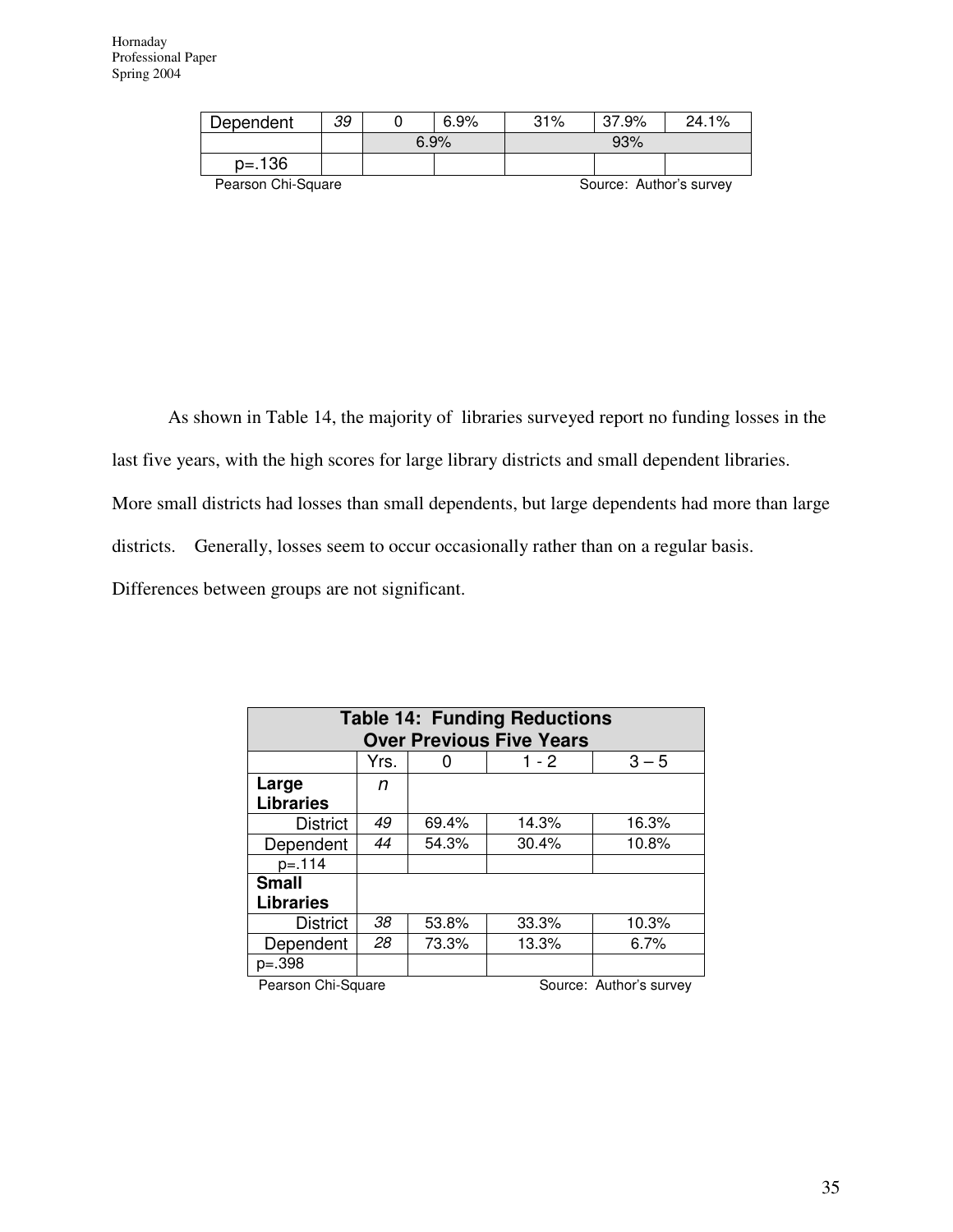| Dependent | 39 | 0 | 6.9% | 31% | 37.9% | 24.1% |
|---|---|---|---|---|---|---|
| | | 6.9% | | 93% | | |
| p=.136 | | | | | | |

Pearson Chi-Square Source: Author's survey

As shown in Table 14, the majority of libraries surveyed report no funding losses in the last five years, with the high scores for large library districts and small dependent libraries. More small districts had losses than small dependents, but large dependents had more than large districts. Generally, losses seem to occur occasionally rather than on a regular basis. Differences between groups are not significant.

| **Table 14: Funding Reductions Over Previous Five Years** | | | | |
|---|---|---|---|---|
| | Yrs. | 0 | 1 - 2 | 3 – 5 |
| **Large Libraries** | *n* | | | |
| District | *49* | 69.4% | 14.3% | 16.3% |
| Dependent | *44* | 54.3% | 30.4% | 10.8% |
| p=.114 | | | | |
| **Small Libraries** | | | | |
| District | *38* | 53.8% | 33.3% | 10.3% |
| Dependent | *28* | 73.3% | 13.3% | 6.7% |
| p=.398 | | | | |

Pearson Chi-Square Source: Author's survey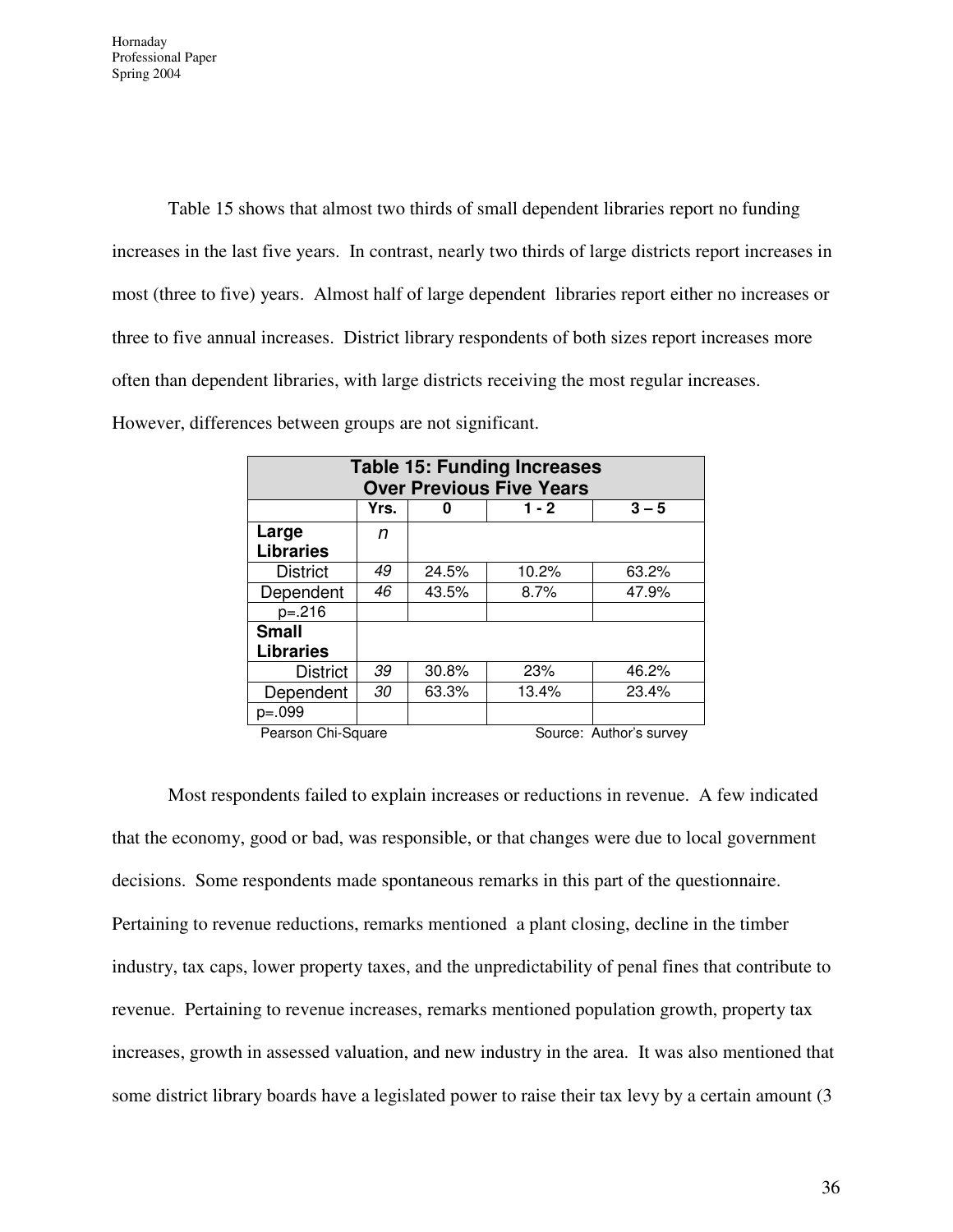Table 15 shows that almost two thirds of small dependent libraries report no funding increases in the last five years. In contrast, nearly two thirds of large districts report increases in most (three to five) years. Almost half of large dependent libraries report either no increases or three to five annual increases. District library respondents of both sizes report increases more often than dependent libraries, with large districts receiving the most regular increases. However, differences between groups are not significant.

| **Table 15: Funding Increases Over Previous Five Years** | | | | |
|---|---|---|---|---|
| | **Yrs.** | **0** | **1 - 2** | **3 – 5** |
| **Large Libraries** | *n* | | | |
| District | *49* | 24.5% | 10.2% | 63.2% |
| Dependent | *46* | 43.5% | 8.7% | 47.9% |
| p=.216 | | | | |
| **Small Libraries** | | | | |
| District | *39* | 30.8% | 23% | 46.2% |
| Dependent | *30* | 63.3% | 13.4% | 23.4% |
| p=.099 | | | | |

Pearson Chi-Square — Source: Author's survey

Most respondents failed to explain increases or reductions in revenue. A few indicated that the economy, good or bad, was responsible, or that changes were due to local government decisions. Some respondents made spontaneous remarks in this part of the questionnaire. Pertaining to revenue reductions, remarks mentioned a plant closing, decline in the timber industry, tax caps, lower property taxes, and the unpredictability of penal fines that contribute to revenue. Pertaining to revenue increases, remarks mentioned population growth, property tax increases, growth in assessed valuation, and new industry in the area. It was also mentioned that some district library boards have a legislated power to raise their tax levy by a certain amount (3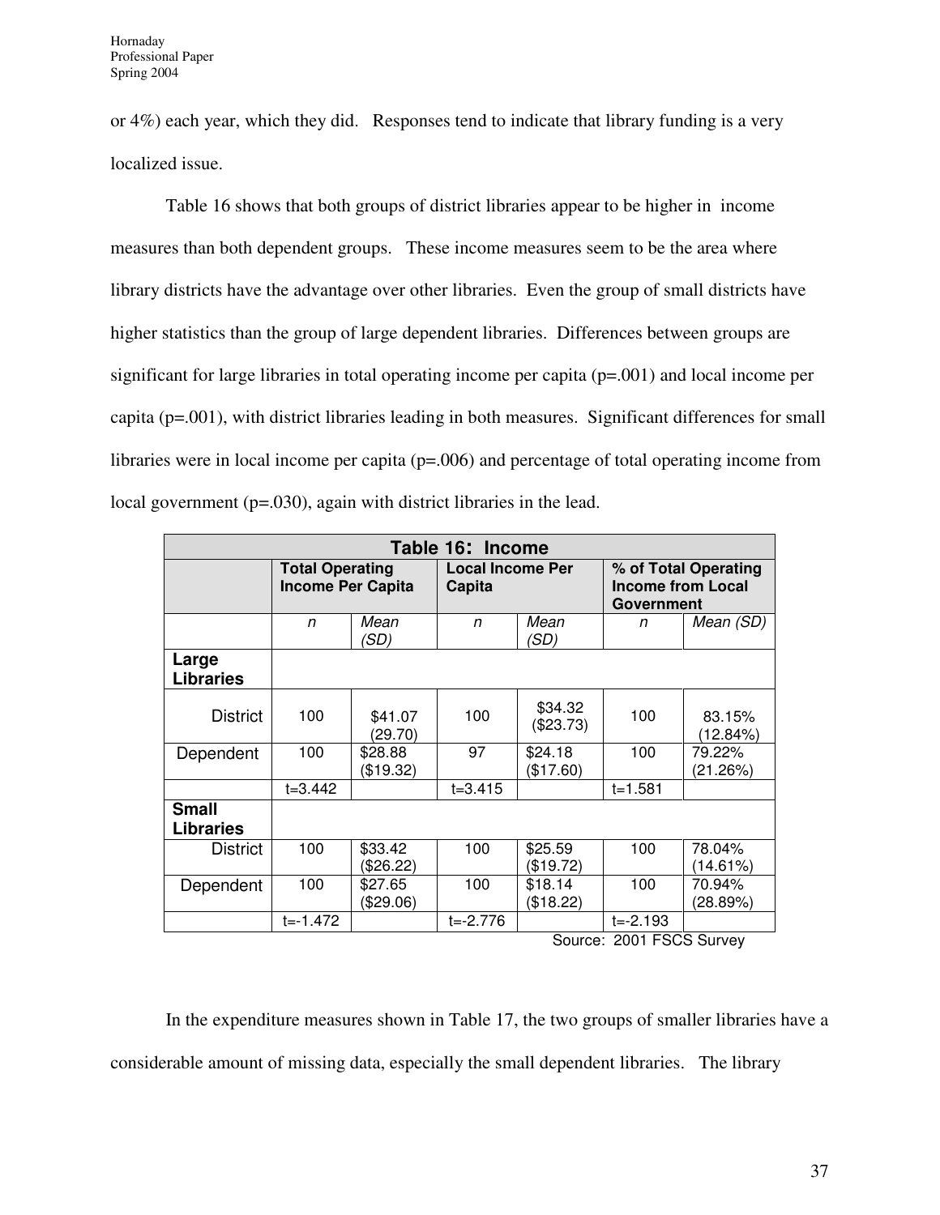or 4%) each year, which they did. Responses tend to indicate that library funding is a very localized issue.

Table 16 shows that both groups of district libraries appear to be higher in income measures than both dependent groups. These income measures seem to be the area where library districts have the advantage over other libraries. Even the group of small districts have higher statistics than the group of large dependent libraries. Differences between groups are significant for large libraries in total operating income per capita (p=.001) and local income per capita (p=.001), with district libraries leading in both measures. Significant differences for small libraries were in local income per capita (p=.006) and percentage of total operating income from local government (p=.030), again with district libraries in the lead.

| **Table 16: Income** | | | | | | |
|---|---|---|---|---|---|---|
| | **Total Operating Income Per Capita** | | **Local Income Per Capita** | | **% of Total Operating Income from Local Government** | |
| | *n* | *Mean (SD)* | *n* | *Mean (SD)* | *n* | *Mean (SD)* |
| **Large Libraries** | | | | | | |
| District | 100 | $41.07 (29.70) | 100 | $34.32 ($23.73) | 100 | 83.15% (12.84%) |
| Dependent | 100 | $28.88 ($19.32) | 97 | $24.18 ($17.60) | 100 | 79.22% (21.26%) |
| | t=3.442 | | t=3.415 | | t=1.581 | |
| **Small Libraries** | | | | | | |
| District | 100 | $33.42 ($26.22) | 100 | $25.59 ($19.72) | 100 | 78.04% (14.61%) |
| Dependent | 100 | $27.65 ($29.06) | 100 | $18.14 ($18.22) | 100 | 70.94% (28.89%) |
| | t=-1.472 | | t=-2.776 | | t=-2.193 | |

Source: 2001 FSCS Survey

In the expenditure measures shown in Table 17, the two groups of smaller libraries have a considerable amount of missing data, especially the small dependent libraries. The library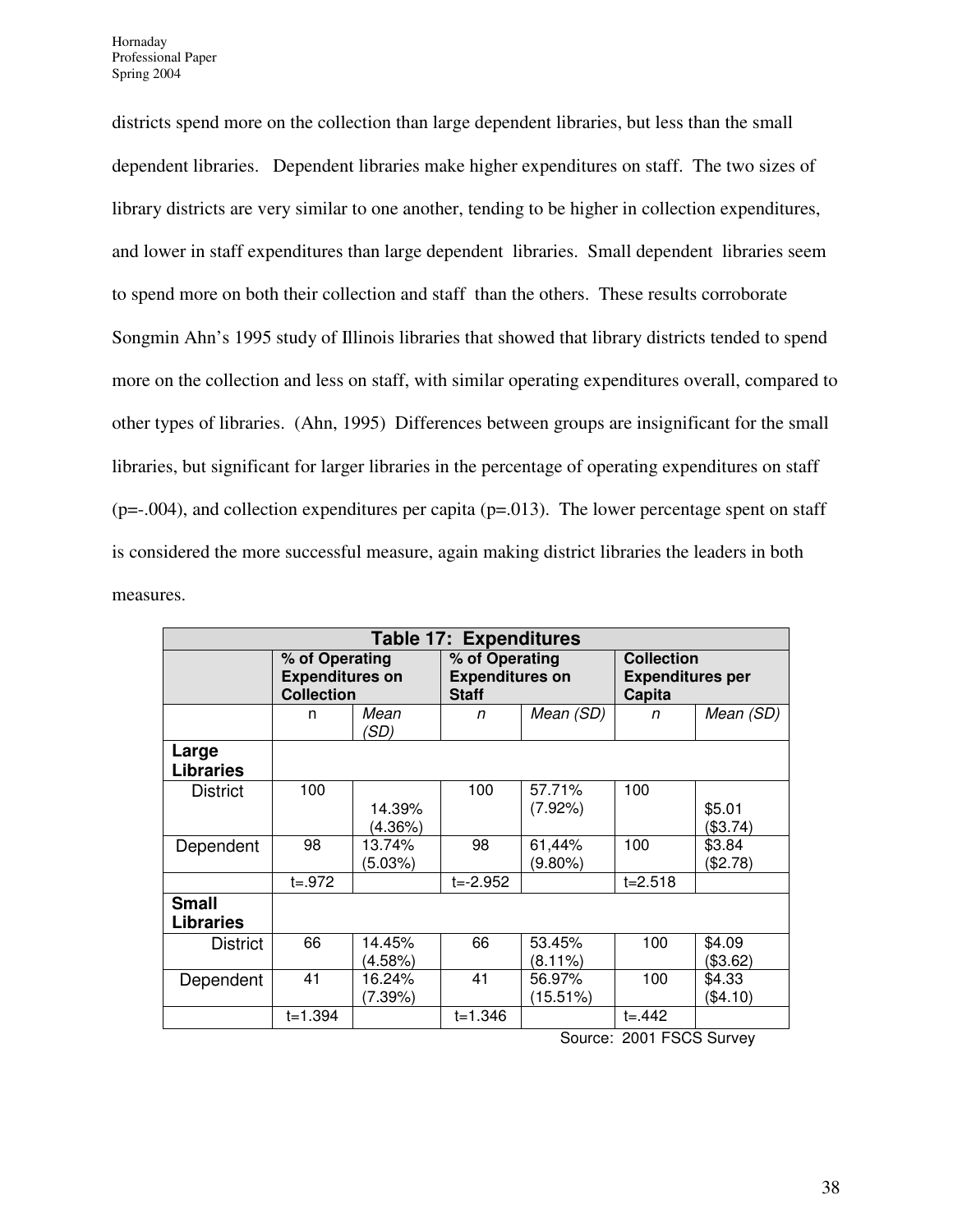districts spend more on the collection than large dependent libraries, but less than the small dependent libraries. Dependent libraries make higher expenditures on staff. The two sizes of library districts are very similar to one another, tending to be higher in collection expenditures, and lower in staff expenditures than large dependent libraries. Small dependent libraries seem to spend more on both their collection and staff than the others. These results corroborate Songmin Ahn's 1995 study of Illinois libraries that showed that library districts tended to spend more on the collection and less on staff, with similar operating expenditures overall, compared to other types of libraries. (Ahn, 1995) Differences between groups are insignificant for the small libraries, but significant for larger libraries in the percentage of operating expenditures on staff (p=-.004), and collection expenditures per capita (p=.013). The lower percentage spent on staff is considered the more successful measure, again making district libraries the leaders in both measures.

| Table 17: Expenditures | | | | | | |
|---|---|---|---|---|---|---|
| | **% of Operating Expenditures on Collection** | | **% of Operating Expenditures on Staff** | | **Collection Expenditures per Capita** | |
| | n | *Mean (SD)* | *n* | *Mean (SD)* | *n* | *Mean (SD)* |
| **Large Libraries** | | | | | | |
| District | 100 | 14.39% (4.36%) | 100 | 57.71% (7.92%) | 100 | $5.01 ($3.74) |
| Dependent | 98 | 13.74% (5.03%) | 98 | 61,44% (9.80%) | 100 | $3.84 ($2.78) |
| | t=.972 | | t=-2.952 | | t=2.518 | |
| **Small Libraries** | | | | | | |
| District | 66 | 14.45% (4.58%) | 66 | 53.45% (8.11%) | 100 | $4.09 ($3.62) |
| Dependent | 41 | 16.24% (7.39%) | 41 | 56.97% (15.51%) | 100 | $4.33 ($4.10) |
| | t=1.394 | | t=1.346 | | t=.442 | |

Source: 2001 FSCS Survey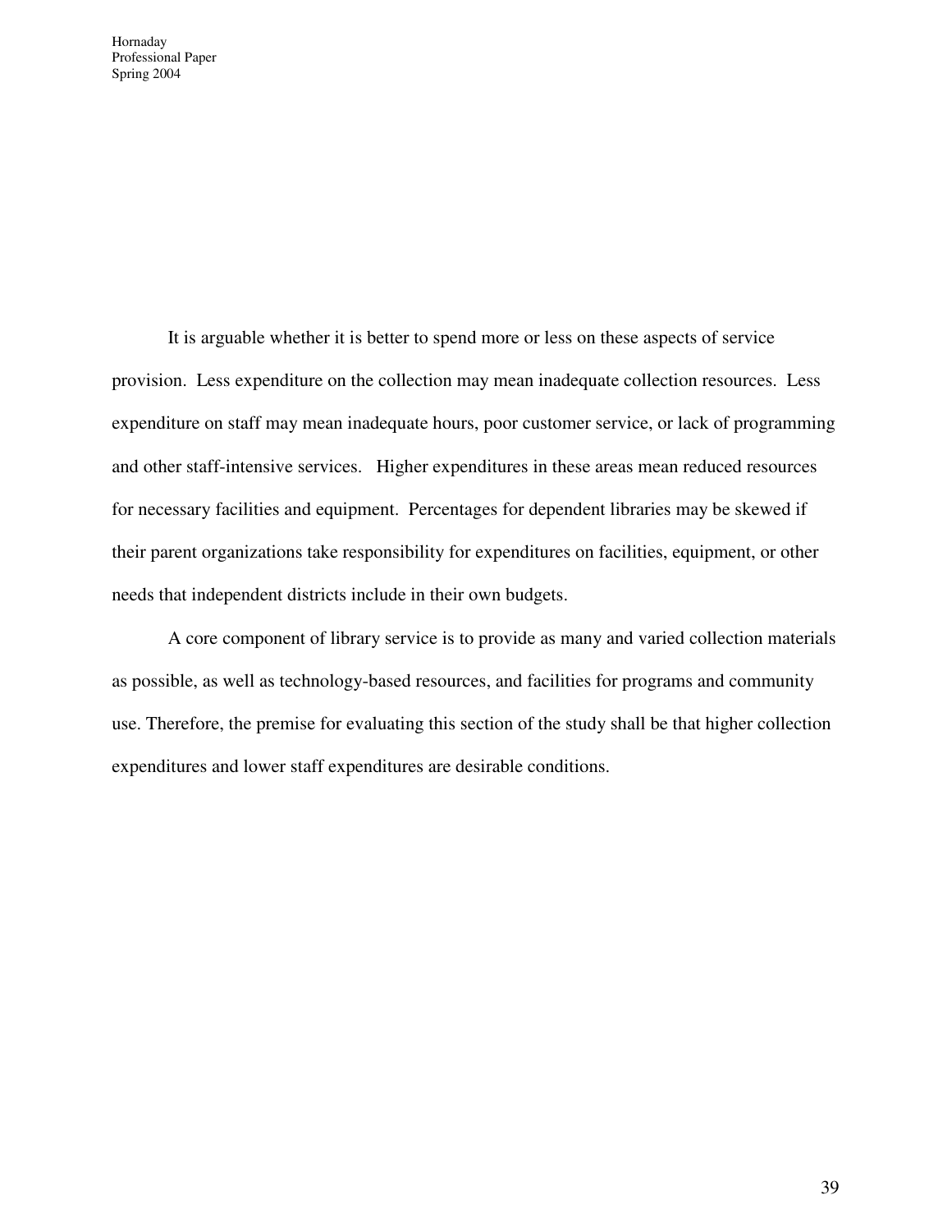It is arguable whether it is better to spend more or less on these aspects of service provision. Less expenditure on the collection may mean inadequate collection resources. Less expenditure on staff may mean inadequate hours, poor customer service, or lack of programming and other staff-intensive services. Higher expenditures in these areas mean reduced resources for necessary facilities and equipment. Percentages for dependent libraries may be skewed if their parent organizations take responsibility for expenditures on facilities, equipment, or other needs that independent districts include in their own budgets.

A core component of library service is to provide as many and varied collection materials as possible, as well as technology-based resources, and facilities for programs and community use. Therefore, the premise for evaluating this section of the study shall be that higher collection expenditures and lower staff expenditures are desirable conditions.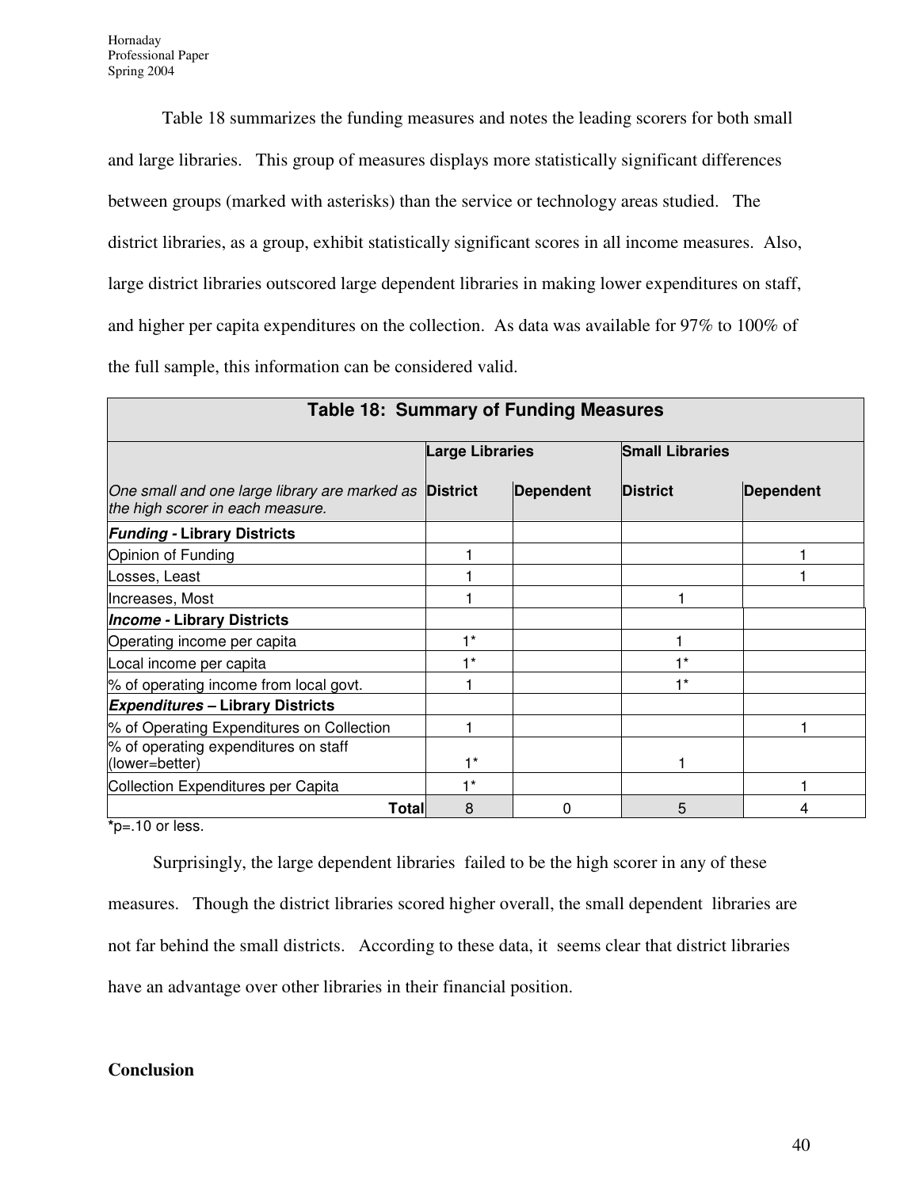Table 18 summarizes the funding measures and notes the leading scorers for both small and large libraries. This group of measures displays more statistically significant differences between groups (marked with asterisks) than the service or technology areas studied. The district libraries, as a group, exhibit statistically significant scores in all income measures. Also, large district libraries outscored large dependent libraries in making lower expenditures on staff, and higher per capita expenditures on the collection. As data was available for 97% to 100% of the full sample, this information can be considered valid.

**Table 18: Summary of Funding Measures**

| | Large Libraries | | Small Libraries | |
|---|---|---|---|---|
| *One small and one large library are marked as the high scorer in each measure.* | **District** | **Dependent** | **District** | **Dependent** |
| ***Funding* - Library Districts** | | | | |
| Opinion of Funding | 1 | | | 1 |
| Losses, Least | 1 | | | 1 |
| Increases, Most | 1 | | 1 | |
| ***Income* - Library Districts** | | | | |
| Operating income per capita | 1* | | 1 | |
| Local income per capita | 1* | | 1* | |
| % of operating income from local govt. | 1 | | 1* | |
| ***Expenditures* – Library Districts** | | | | |
| % of Operating Expenditures on Collection | 1 | | | 1 |
| % of operating expenditures on staff (lower=better) | 1* | | 1 | |
| Collection Expenditures per Capita | 1* | | | 1 |
| **Total** | 8 | 0 | 5 | 4 |

*p=.10 or less.

Surprisingly, the large dependent libraries failed to be the high scorer in any of these measures. Though the district libraries scored higher overall, the small dependent libraries are not far behind the small districts. According to these data, it seems clear that district libraries have an advantage over other libraries in their financial position.

**Conclusion**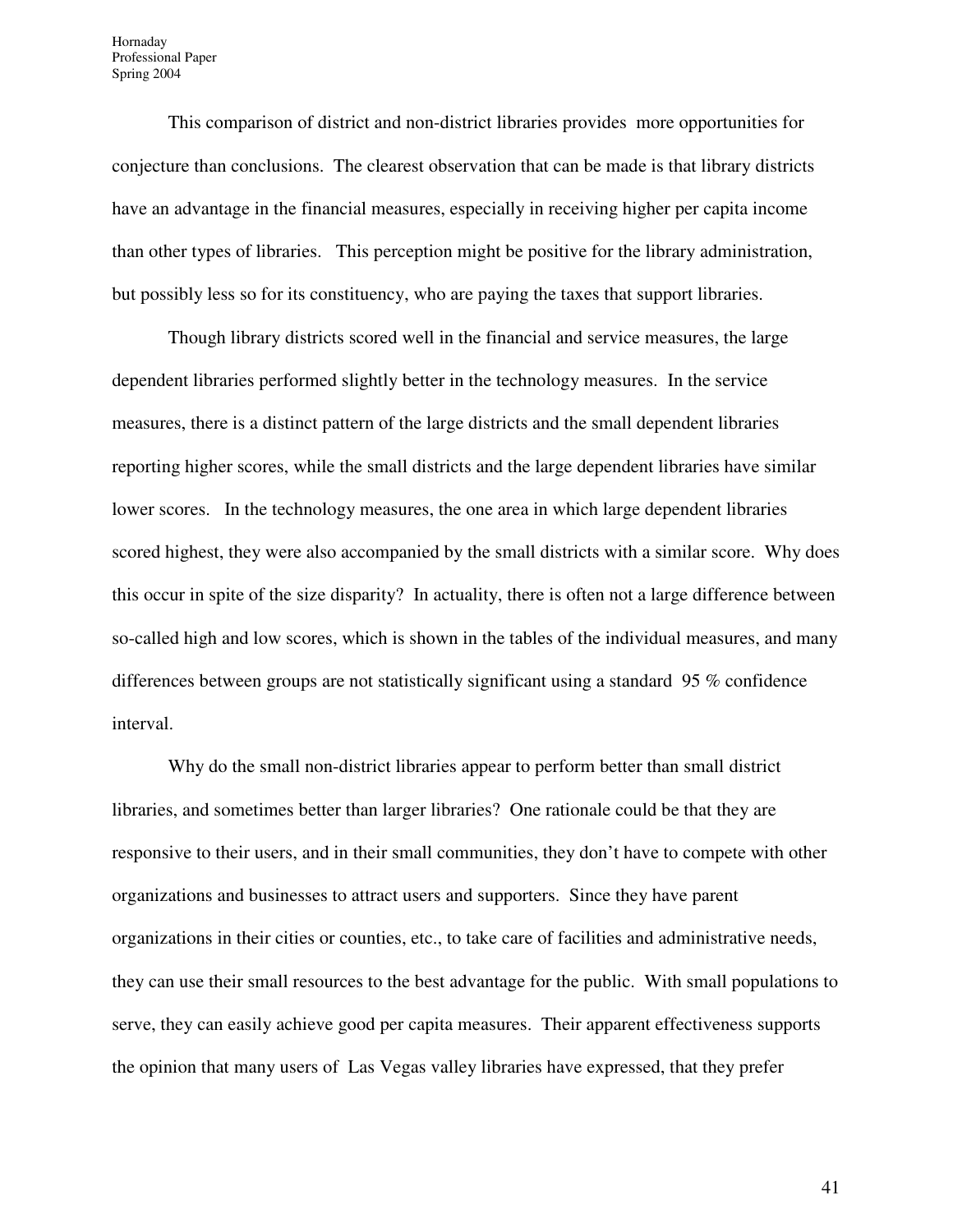This comparison of district and non-district libraries provides more opportunities for conjecture than conclusions. The clearest observation that can be made is that library districts have an advantage in the financial measures, especially in receiving higher per capita income than other types of libraries. This perception might be positive for the library administration, but possibly less so for its constituency, who are paying the taxes that support libraries.

Though library districts scored well in the financial and service measures, the large dependent libraries performed slightly better in the technology measures. In the service measures, there is a distinct pattern of the large districts and the small dependent libraries reporting higher scores, while the small districts and the large dependent libraries have similar lower scores. In the technology measures, the one area in which large dependent libraries scored highest, they were also accompanied by the small districts with a similar score. Why does this occur in spite of the size disparity? In actuality, there is often not a large difference between so-called high and low scores, which is shown in the tables of the individual measures, and many differences between groups are not statistically significant using a standard 95 % confidence interval.

Why do the small non-district libraries appear to perform better than small district libraries, and sometimes better than larger libraries? One rationale could be that they are responsive to their users, and in their small communities, they don't have to compete with other organizations and businesses to attract users and supporters. Since they have parent organizations in their cities or counties, etc., to take care of facilities and administrative needs, they can use their small resources to the best advantage for the public. With small populations to serve, they can easily achieve good per capita measures. Their apparent effectiveness supports the opinion that many users of Las Vegas valley libraries have expressed, that they prefer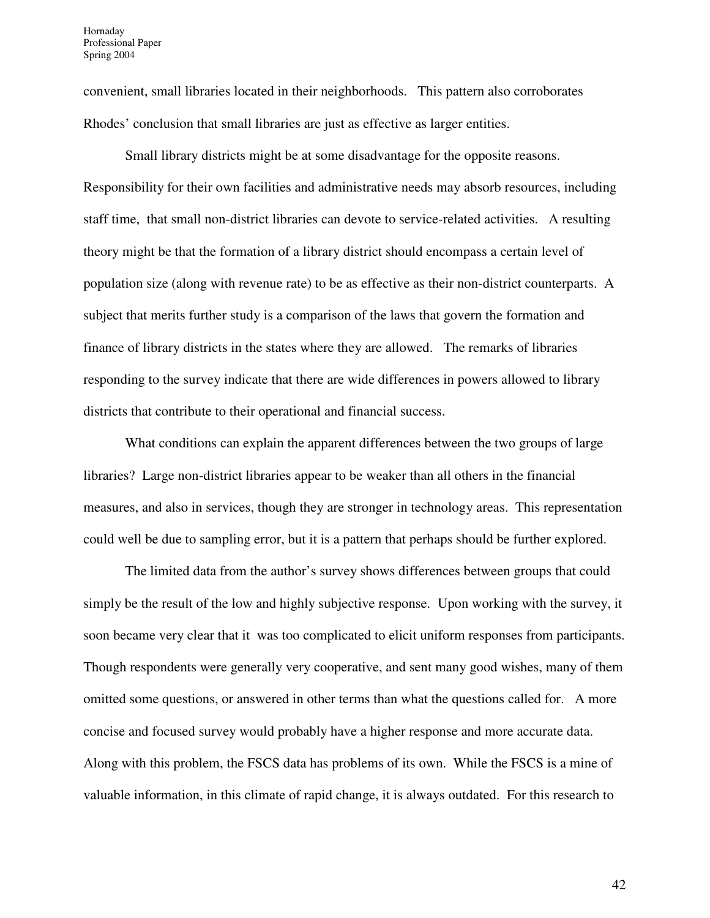convenient, small libraries located in their neighborhoods. This pattern also corroborates Rhodes' conclusion that small libraries are just as effective as larger entities.

Small library districts might be at some disadvantage for the opposite reasons. Responsibility for their own facilities and administrative needs may absorb resources, including staff time, that small non-district libraries can devote to service-related activities. A resulting theory might be that the formation of a library district should encompass a certain level of population size (along with revenue rate) to be as effective as their non-district counterparts. A subject that merits further study is a comparison of the laws that govern the formation and finance of library districts in the states where they are allowed. The remarks of libraries responding to the survey indicate that there are wide differences in powers allowed to library districts that contribute to their operational and financial success.

What conditions can explain the apparent differences between the two groups of large libraries? Large non-district libraries appear to be weaker than all others in the financial measures, and also in services, though they are stronger in technology areas. This representation could well be due to sampling error, but it is a pattern that perhaps should be further explored.

The limited data from the author's survey shows differences between groups that could simply be the result of the low and highly subjective response. Upon working with the survey, it soon became very clear that it was too complicated to elicit uniform responses from participants. Though respondents were generally very cooperative, and sent many good wishes, many of them omitted some questions, or answered in other terms than what the questions called for. A more concise and focused survey would probably have a higher response and more accurate data. Along with this problem, the FSCS data has problems of its own. While the FSCS is a mine of valuable information, in this climate of rapid change, it is always outdated. For this research to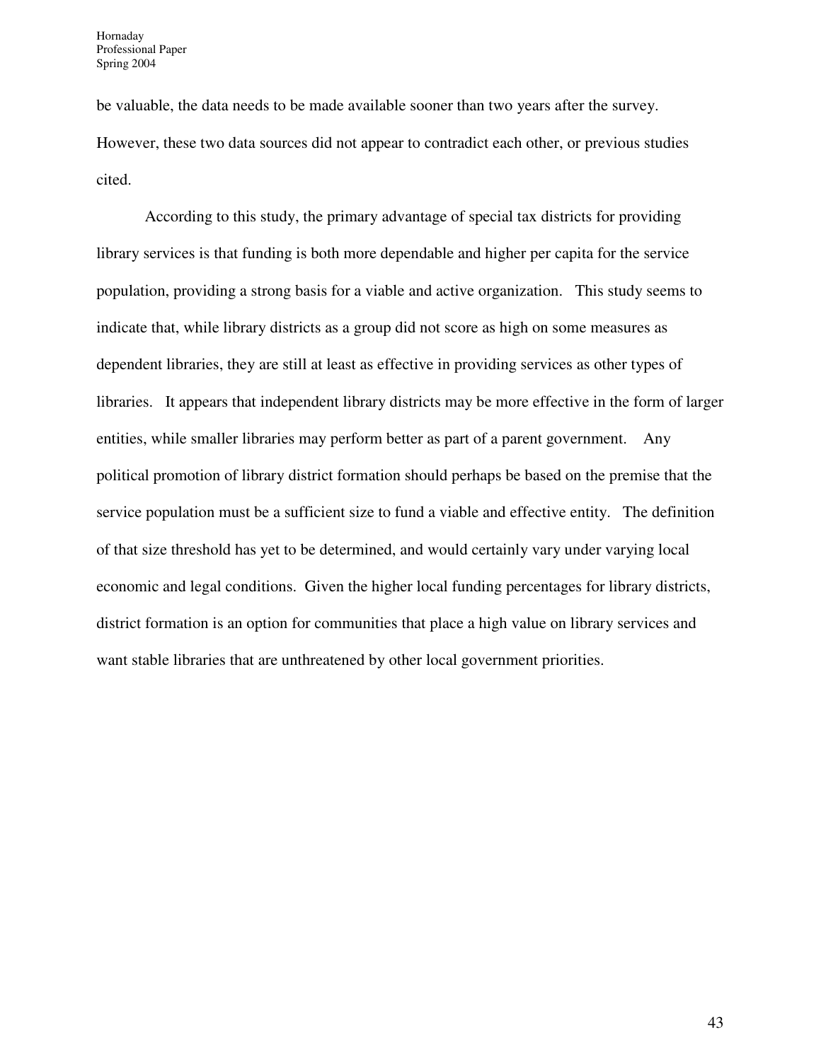be valuable, the data needs to be made available sooner than two years after the survey. However, these two data sources did not appear to contradict each other, or previous studies cited.

According to this study, the primary advantage of special tax districts for providing library services is that funding is both more dependable and higher per capita for the service population, providing a strong basis for a viable and active organization. This study seems to indicate that, while library districts as a group did not score as high on some measures as dependent libraries, they are still at least as effective in providing services as other types of libraries. It appears that independent library districts may be more effective in the form of larger entities, while smaller libraries may perform better as part of a parent government. Any political promotion of library district formation should perhaps be based on the premise that the service population must be a sufficient size to fund a viable and effective entity. The definition of that size threshold has yet to be determined, and would certainly vary under varying local economic and legal conditions. Given the higher local funding percentages for library districts, district formation is an option for communities that place a high value on library services and want stable libraries that are unthreatened by other local government priorities.